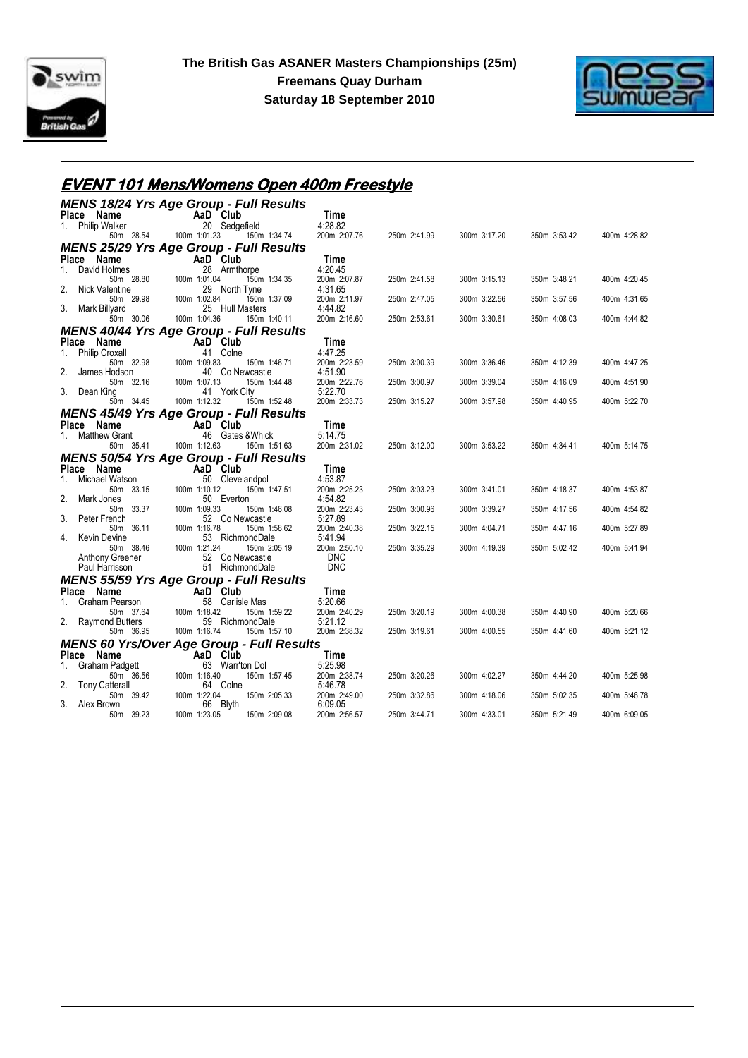**The British Gas ASANER Masters Championships (25m)**
**Freemans Quay Durham**
**Saturday 18 September 2010**

# EVENT 101 Mens/Womens Open 400m Freestyle

## MENS 18/24 Yrs Age Group - Full Results

| Place | Name | AaD | Club | Time | | | | |
|---|---|---|---|---|---|---|---|---|
| 1. | Philip Walker | 20 | Sedgefield | 4:28.82 | | | | |
| | 50m 28.54 | 100m 1:01.23 | 150m 1:34.74 | 200m 2:07.76 | 250m 2:41.99 | 300m 3:17.20 | 350m 3:53.42 | 400m 4:28.82 |

## MENS 25/29 Yrs Age Group - Full Results

| Place | Name | AaD | Club | Time | | | | |
|---|---|---|---|---|---|---|---|---|
| 1. | David Holmes | 28 | Armthorpe | 4:20.45 | | | | |
| | 50m 28.80 | 100m 1:01.04 | 150m 1:34.35 | 200m 2:07.87 | 250m 2:41.58 | 300m 3:15.13 | 350m 3:48.21 | 400m 4:20.45 |
| 2. | Nick Valentine | 29 | North Tyne | 4:31.65 | | | | |
| | 50m 29.98 | 100m 1:02.84 | 150m 1:37.09 | 200m 2:11.97 | 250m 2:47.05 | 300m 3:22.56 | 350m 3:57.56 | 400m 4:31.65 |
| 3. | Mark Billyard | 25 | Hull Masters | 4:44.82 | | | | |
| | 50m 30.06 | 100m 1:04.36 | 150m 1:40.11 | 200m 2:16.60 | 250m 2:53.61 | 300m 3:30.61 | 350m 4:08.03 | 400m 4:44.82 |

## MENS 40/44 Yrs Age Group - Full Results

| Place | Name | AaD | Club | Time | | | | |
|---|---|---|---|---|---|---|---|---|
| 1. | Philip Croxall | 41 | Colne | 4:47.25 | | | | |
| | 50m 32.98 | 100m 1:09.83 | 150m 1:46.71 | 200m 2:23.59 | 250m 3:00.39 | 300m 3:36.46 | 350m 4:12.39 | 400m 4:47.25 |
| 2. | James Hodson | 40 | Co Newcastle | 4:51.90 | | | | |
| | 50m 32.16 | 100m 1:07.13 | 150m 1:44.48 | 200m 2:22.76 | 250m 3:00.97 | 300m 3:39.04 | 350m 4:16.09 | 400m 4:51.90 |
| 3. | Dean King | 41 | York City | 5:22.70 | | | | |
| | 50m 34.45 | 100m 1:12.32 | 150m 1:52.48 | 200m 2:33.73 | 250m 3:15.27 | 300m 3:57.98 | 350m 4:40.95 | 400m 5:22.70 |

## MENS 45/49 Yrs Age Group - Full Results

| Place | Name | AaD | Club | Time | | | | |
|---|---|---|---|---|---|---|---|---|
| 1. | Matthew Grant | 46 | Gates &Whick | 5:14.75 | | | | |
| | 50m 35.41 | 100m 1:12.63 | 150m 1:51.63 | 200m 2:31.02 | 250m 3:12.00 | 300m 3:53.22 | 350m 4:34.41 | 400m 5:14.75 |

## MENS 50/54 Yrs Age Group - Full Results

| Place | Name | AaD | Club | Time | | | | |
|---|---|---|---|---|---|---|---|---|
| 1. | Michael Watson | 50 | Clevelandpol | 4:53.87 | | | | |
| | 50m 33.15 | 100m 1:10.12 | 150m 1:47.51 | 200m 2:25.23 | 250m 3:03.23 | 300m 3:41.01 | 350m 4:18.37 | 400m 4:53.87 |
| 2. | Mark Jones | 50 | Everton | 4:54.82 | | | | |
| | 50m 33.37 | 100m 1:09.33 | 150m 1:46.08 | 200m 2:23.43 | 250m 3:00.96 | 300m 3:39.27 | 350m 4:17.56 | 400m 4:54.82 |
| 3. | Peter French | 52 | Co Newcastle | 5:27.89 | | | | |
| | 50m 36.11 | 100m 1:16.78 | 150m 1:58.62 | 200m 2:40.38 | 250m 3:22.15 | 300m 4:04.71 | 350m 4:47.16 | 400m 5:27.89 |
| 4. | Kevin Devine | 53 | RichmondDale | 5:41.94 | | | | |
| | 50m 38.46 | 100m 1:21.24 | 150m 2:05.19 | 200m 2:50.10 | 250m 3:35.29 | 300m 4:19.39 | 350m 5:02.42 | 400m 5:41.94 |
| | Anthony Greener | 52 | Co Newcastle | DNC | | | | |
| | Paul Harrisson | 51 | RichmondDale | DNC | | | | |

## MENS 55/59 Yrs Age Group - Full Results

| Place | Name | AaD | Club | Time | | | | |
|---|---|---|---|---|---|---|---|---|
| 1. | Graham Pearson | 58 | Carlisle Mas | 5:20.66 | | | | |
| | 50m 37.64 | 100m 1:18.42 | 150m 1:59.22 | 200m 2:40.29 | 250m 3:20.19 | 300m 4:00.38 | 350m 4:40.90 | 400m 5:20.66 |
| 2. | Raymond Butters | 59 | RichmondDale | 5:21.12 | | | | |
| | 50m 36.95 | 100m 1:16.74 | 150m 1:57.10 | 200m 2:38.32 | 250m 3:19.61 | 300m 4:00.55 | 350m 4:41.60 | 400m 5:21.12 |

## MENS 60 Yrs/Over Age Group - Full Results

| Place | Name | AaD | Club | Time | | | | |
|---|---|---|---|---|---|---|---|---|
| 1. | Graham Padgett | 63 | Warr'ton Dol | 5:25.98 | | | | |
| | 50m 36.56 | 100m 1:16.40 | 150m 1:57.45 | 200m 2:38.74 | 250m 3:20.26 | 300m 4:02.27 | 350m 4:44.20 | 400m 5:25.98 |
| 2. | Tony Catterall | 64 | Colne | 5:46.78 | | | | |
| | 50m 39.42 | 100m 1:22.04 | 150m 2:05.33 | 200m 2:49.00 | 250m 3:32.86 | 300m 4:18.06 | 350m 5:02.35 | 400m 5:46.78 |
| 3. | Alex Brown | 66 | Blyth | 6:09.05 | | | | |
| | 50m 39.23 | 100m 1:23.05 | 150m 2:09.08 | 200m 2:56.57 | 250m 3:44.71 | 300m 4:33.01 | 350m 5:21.49 | 400m 6:09.05 |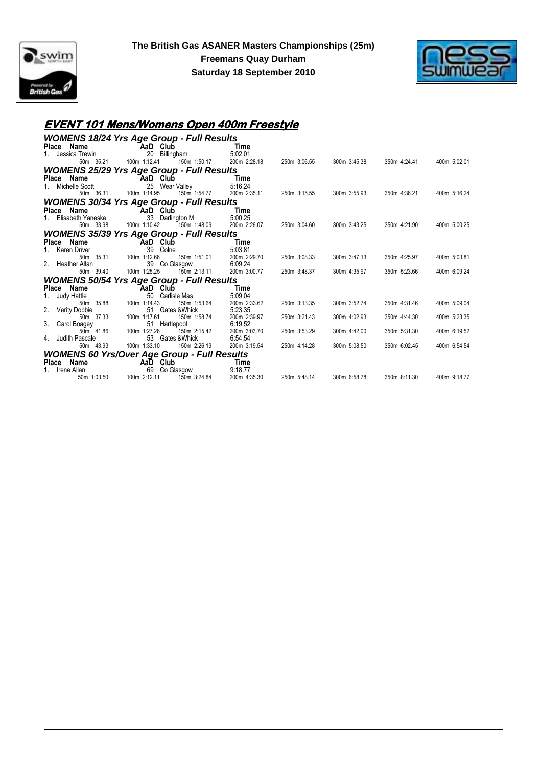**The British Gas ASANER Masters Championships (25m)**
**Freemans Quay Durham**
**Saturday 18 September 2010**

## EVENT 101 Mens/Womens Open 400m Freestyle

### WOMENS 18/24 Yrs Age Group - Full Results

| Place | Name | AaD | Club | Time |
|---|---|---|---|---|
| 1. | Jessica Trewin | 20 | Billingham | 5:02.01 |

50m 35.21 | 100m 1:12.41 | 150m 1:50.17 | 200m 2:28.18 | 250m 3:06.55 | 300m 3:45.38 | 350m 4:24.41 | 400m 5:02.01

### WOMENS 25/29 Yrs Age Group - Full Results

| Place | Name | AaD | Club | Time |
|---|---|---|---|---|
| 1. | Michelle Scott | 25 | Wear Valley | 5:16.24 |

50m 36.31 | 100m 1:14.95 | 150m 1:54.77 | 200m 2:35.11 | 250m 3:15.55 | 300m 3:55.93 | 350m 4:36.21 | 400m 5:16.24

### WOMENS 30/34 Yrs Age Group - Full Results

| Place | Name | AaD | Club | Time |
|---|---|---|---|---|
| 1. | Elisabeth Yaneske | 33 | Darlington M | 5:00.25 |

50m 33.98 | 100m 1:10.42 | 150m 1:48.09 | 200m 2:26.07 | 250m 3:04.60 | 300m 3:43.25 | 350m 4:21.90 | 400m 5:00.25

### WOMENS 35/39 Yrs Age Group - Full Results

| Place | Name | AaD | Club | Time |
|---|---|---|---|---|
| 1. | Karen Driver | 39 | Colne | 5:03.81 |
| 2. | Heather Allan | 39 | Co Glasgow | 6:09.24 |

Karen Driver: 50m 35.31 | 100m 1:12.66 | 150m 1:51.01 | 200m 2:29.70 | 250m 3:08.33 | 300m 3:47.13 | 350m 4:25.97 | 400m 5:03.81

Heather Allan: 50m 39.40 | 100m 1:25.25 | 150m 2:13.11 | 200m 3:00.77 | 250m 3:48.37 | 300m 4:35.97 | 350m 5:23.66 | 400m 6:09.24

### WOMENS 50/54 Yrs Age Group - Full Results

| Place | Name | AaD | Club | Time |
|---|---|---|---|---|
| 1. | Judy Hattle | 50 | Carlisle Mas | 5:09.04 |
| 2. | Verity Dobbie | 51 | Gates &Whick | 5:23.35 |
| 3. | Carol Boagey | 51 | Hartlepool | 6:19.52 |
| 4. | Judith Pascale | 53 | Gates &Whick | 6:54.54 |

Judy Hattle: 50m 35.88 | 100m 1:14.43 | 150m 1:53.64 | 200m 2:33.62 | 250m 3:13.35 | 300m 3:52.74 | 350m 4:31.46 | 400m 5:09.04

Verity Dobbie: 50m 37.33 | 100m 1:17.61 | 150m 1:58.74 | 200m 2:39.97 | 250m 3:21.43 | 300m 4:02.93 | 350m 4:44.30 | 400m 5:23.35

Carol Boagey: 50m 41.86 | 100m 1:27.26 | 150m 2:15.42 | 200m 3:03.70 | 250m 3:53.29 | 300m 4:42.00 | 350m 5:31.30 | 400m 6:19.52

Judith Pascale: 50m 43.93 | 100m 1:33.10 | 150m 2:26.19 | 200m 3:19.54 | 250m 4:14.28 | 300m 5:08.50 | 350m 6:02.45 | 400m 6:54.54

### WOMENS 60 Yrs/Over Age Group - Full Results

| Place | Name | AaD | Club | Time |
|---|---|---|---|---|
| 1. | Irene Allan | 69 | Co Glasgow | 9:18.77 |

50m 1:03.50 | 100m 2:12.11 | 150m 3:24.84 | 200m 4:35.30 | 250m 5:48.14 | 300m 6:58.78 | 350m 8:11.30 | 400m 9:18.77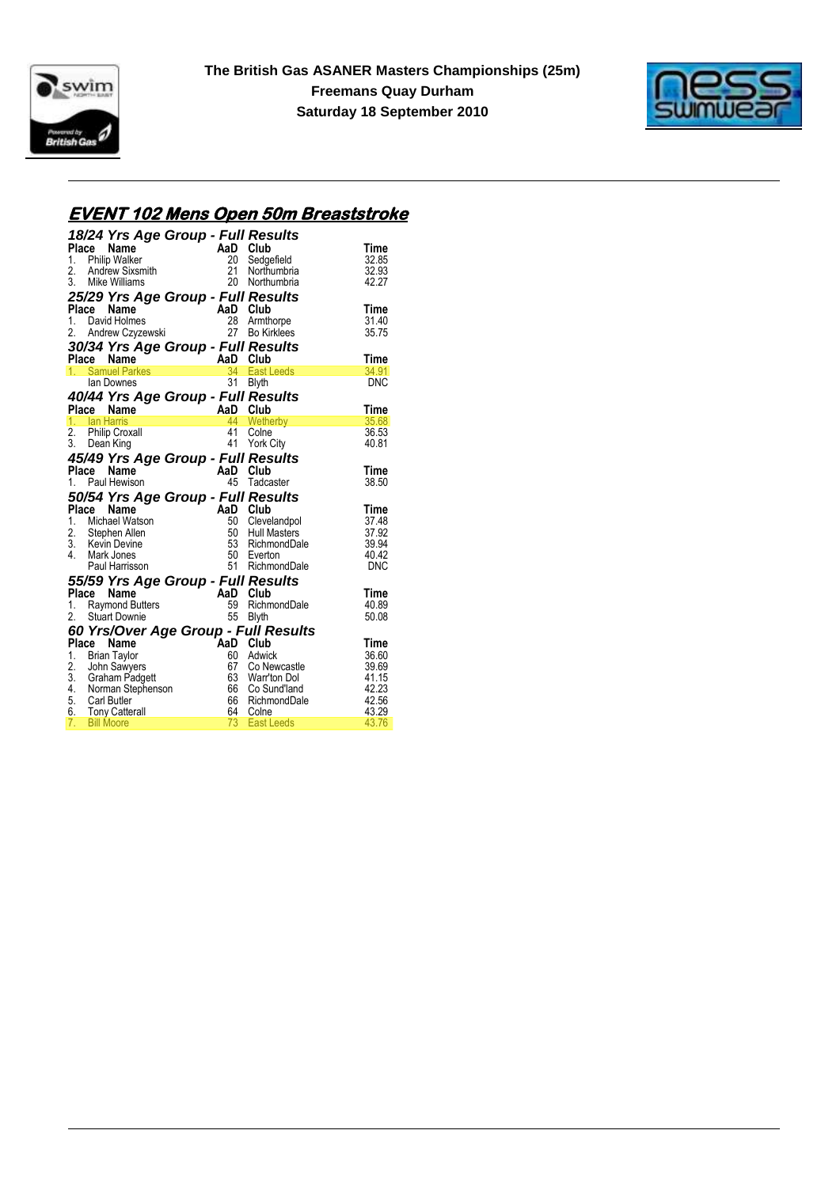**The British Gas ASANER Masters Championships (25m)**
**Freemans Quay Durham**
**Saturday 18 September 2010**

## EVENT 102 Mens Open 50m Breaststroke

### 18/24 Yrs Age Group - Full Results

| Place | Name | AaD | Club | Time |
|---|---|---|---|---|
| 1. | Philip Walker | 20 | Sedgefield | 32.85 |
| 2. | Andrew Sixsmith | 21 | Northumbria | 32.93 |
| 3. | Mike Williams | 20 | Northumbria | 42.27 |

### 25/29 Yrs Age Group - Full Results

| Place | Name | AaD | Club | Time |
|---|---|---|---|---|
| 1. | David Holmes | 28 | Armthorpe | 31.40 |
| 2. | Andrew Czyzewski | 27 | Bo Kirklees | 35.75 |

### 30/34 Yrs Age Group - Full Results

| Place | Name | AaD | Club | Time |
|---|---|---|---|---|
| 1. | Samuel Parkes | 34 | East Leeds | 34.91 |
| | Ian Downes | 31 | Blyth | DNC |

### 40/44 Yrs Age Group - Full Results

| Place | Name | AaD | Club | Time |
|---|---|---|---|---|
| 1. | Ian Harris | 44 | Wetherby | 35.68 |
| 2. | Philip Croxall | 41 | Colne | 36.53 |
| 3. | Dean King | 41 | York City | 40.81 |

### 45/49 Yrs Age Group - Full Results

| Place | Name | AaD | Club | Time |
|---|---|---|---|---|
| 1. | Paul Hewison | 45 | Tadcaster | 38.50 |

### 50/54 Yrs Age Group - Full Results

| Place | Name | AaD | Club | Time |
|---|---|---|---|---|
| 1. | Michael Watson | 50 | Clevelandpol | 37.48 |
| 2. | Stephen Allen | 50 | Hull Masters | 37.92 |
| 3. | Kevin Devine | 53 | RichmondDale | 39.94 |
| 4. | Mark Jones | 50 | Everton | 40.42 |
| | Paul Harrisson | 51 | RichmondDale | DNC |

### 55/59 Yrs Age Group - Full Results

| Place | Name | AaD | Club | Time |
|---|---|---|---|---|
| 1. | Raymond Butters | 59 | RichmondDale | 40.89 |
| 2. | Stuart Downie | 55 | Blyth | 50.08 |

### 60 Yrs/Over Age Group - Full Results

| Place | Name | AaD | Club | Time |
|---|---|---|---|---|
| 1. | Brian Taylor | 60 | Adwick | 36.60 |
| 2. | John Sawyers | 67 | Co Newcastle | 39.69 |
| 3. | Graham Padgett | 63 | Warr'ton Dol | 41.15 |
| 4. | Norman Stephenson | 66 | Co Sund'land | 42.23 |
| 5. | Carl Butler | 66 | RichmondDale | 42.56 |
| 6. | Tony Catterall | 64 | Colne | 43.29 |
| 7. | Bill Moore | 73 | East Leeds | 43.76 |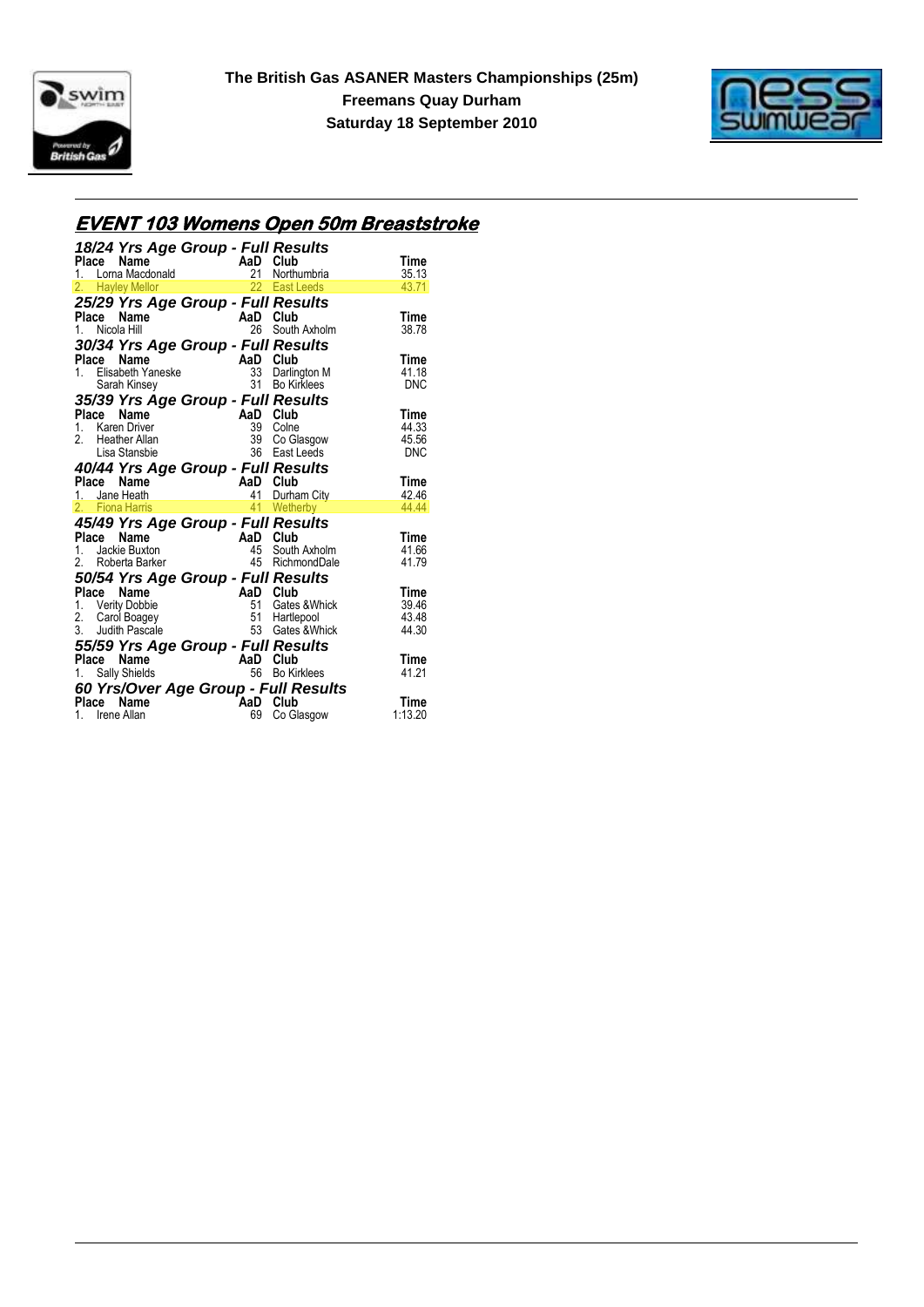**The British Gas ASANER Masters Championships (25m)**
**Freemans Quay Durham**
**Saturday 18 September 2010**

## EVENT 103 Womens Open 50m Breaststroke

### 18/24 Yrs Age Group - Full Results

| Place | Name | AaD | Club | Time |
|---|---|---|---|---|
| 1. | Lorna Macdonald | 21 | Northumbria | 35.13 |
| 2. | Hayley Mellor | 22 | East Leeds | 43.71 |

### 25/29 Yrs Age Group - Full Results

| Place | Name | AaD | Club | Time |
|---|---|---|---|---|
| 1. | Nicola Hill | 26 | South Axholm | 38.78 |

### 30/34 Yrs Age Group - Full Results

| Place | Name | AaD | Club | Time |
|---|---|---|---|---|
| 1. | Elisabeth Yaneske | 33 | Darlington M | 41.18 |
| | Sarah Kinsey | 31 | Bo Kirklees | DNC |

### 35/39 Yrs Age Group - Full Results

| Place | Name | AaD | Club | Time |
|---|---|---|---|---|
| 1. | Karen Driver | 39 | Colne | 44.33 |
| 2. | Heather Allan | 39 | Co Glasgow | 45.56 |
| | Lisa Stansbie | 36 | East Leeds | DNC |

### 40/44 Yrs Age Group - Full Results

| Place | Name | AaD | Club | Time |
|---|---|---|---|---|
| 1. | Jane Heath | 41 | Durham City | 42.46 |
| 2. | Fiona Harris | 41 | Wetherby | 44.44 |

### 45/49 Yrs Age Group - Full Results

| Place | Name | AaD | Club | Time |
|---|---|---|---|---|
| 1. | Jackie Buxton | 45 | South Axholm | 41.66 |
| 2. | Roberta Barker | 45 | RichmondDale | 41.79 |

### 50/54 Yrs Age Group - Full Results

| Place | Name | AaD | Club | Time |
|---|---|---|---|---|
| 1. | Verity Dobbie | 51 | Gates &Whick | 39.46 |
| 2. | Carol Boagey | 51 | Hartlepool | 43.48 |
| 3. | Judith Pascale | 53 | Gates &Whick | 44.30 |

### 55/59 Yrs Age Group - Full Results

| Place | Name | AaD | Club | Time |
|---|---|---|---|---|
| 1. | Sally Shields | 56 | Bo Kirklees | 41.21 |

### 60 Yrs/Over Age Group - Full Results

| Place | Name | AaD | Club | Time |
|---|---|---|---|---|
| 1. | Irene Allan | 69 | Co Glasgow | 1:13.20 |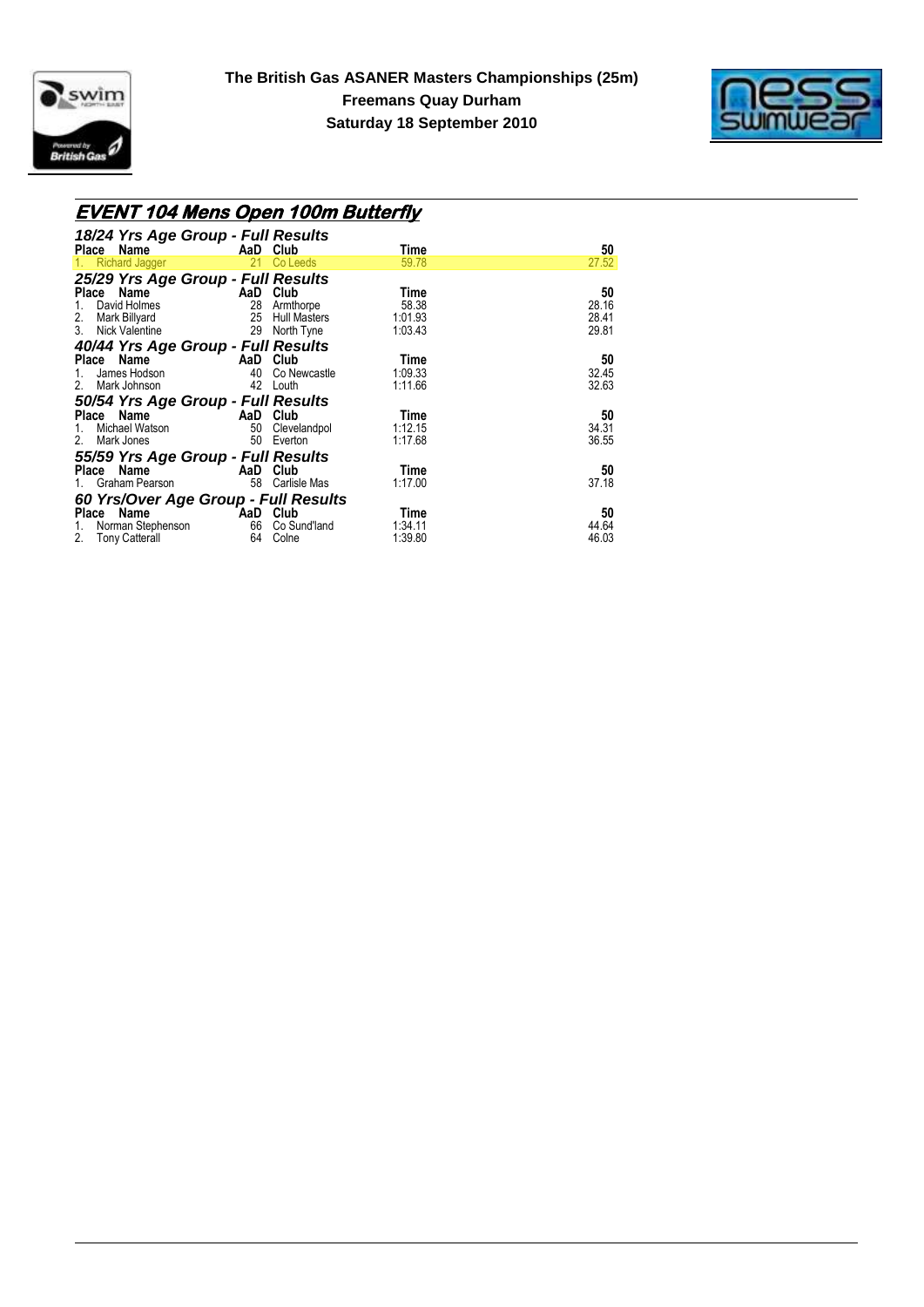**The British Gas ASANER Masters Championships (25m)**
**Freemans Quay Durham**
**Saturday 18 September 2010**

## EVENT 104 Mens Open 100m Butterfly

### 18/24 Yrs Age Group - Full Results

| Place | Name | AaD | Club | Time | 50 |
|---|---|---|---|---|---|
| 1. | Richard Jagger | 21 | Co Leeds | 59.78 | 27.52 |

### 25/29 Yrs Age Group - Full Results

| Place | Name | AaD | Club | Time | 50 |
|---|---|---|---|---|---|
| 1. | David Holmes | 28 | Armthorpe | 58.38 | 28.16 |
| 2. | Mark Billyard | 25 | Hull Masters | 1:01.93 | 28.41 |
| 3. | Nick Valentine | 29 | North Tyne | 1:03.43 | 29.81 |

### 40/44 Yrs Age Group - Full Results

| Place | Name | AaD | Club | Time | 50 |
|---|---|---|---|---|---|
| 1. | James Hodson | 40 | Co Newcastle | 1:09.33 | 32.45 |
| 2. | Mark Johnson | 42 | Louth | 1:11.66 | 32.63 |

### 50/54 Yrs Age Group - Full Results

| Place | Name | AaD | Club | Time | 50 |
|---|---|---|---|---|---|
| 1. | Michael Watson | 50 | Clevelandpol | 1:12.15 | 34.31 |
| 2. | Mark Jones | 50 | Everton | 1:17.68 | 36.55 |

### 55/59 Yrs Age Group - Full Results

| Place | Name | AaD | Club | Time | 50 |
|---|---|---|---|---|---|
| 1. | Graham Pearson | 58 | Carlisle Mas | 1:17.00 | 37.18 |

### 60 Yrs/Over Age Group - Full Results

| Place | Name | AaD | Club | Time | 50 |
|---|---|---|---|---|---|
| 1. | Norman Stephenson | 66 | Co Sund'land | 1:34.11 | 44.64 |
| 2. | Tony Catterall | 64 | Colne | 1:39.80 | 46.03 |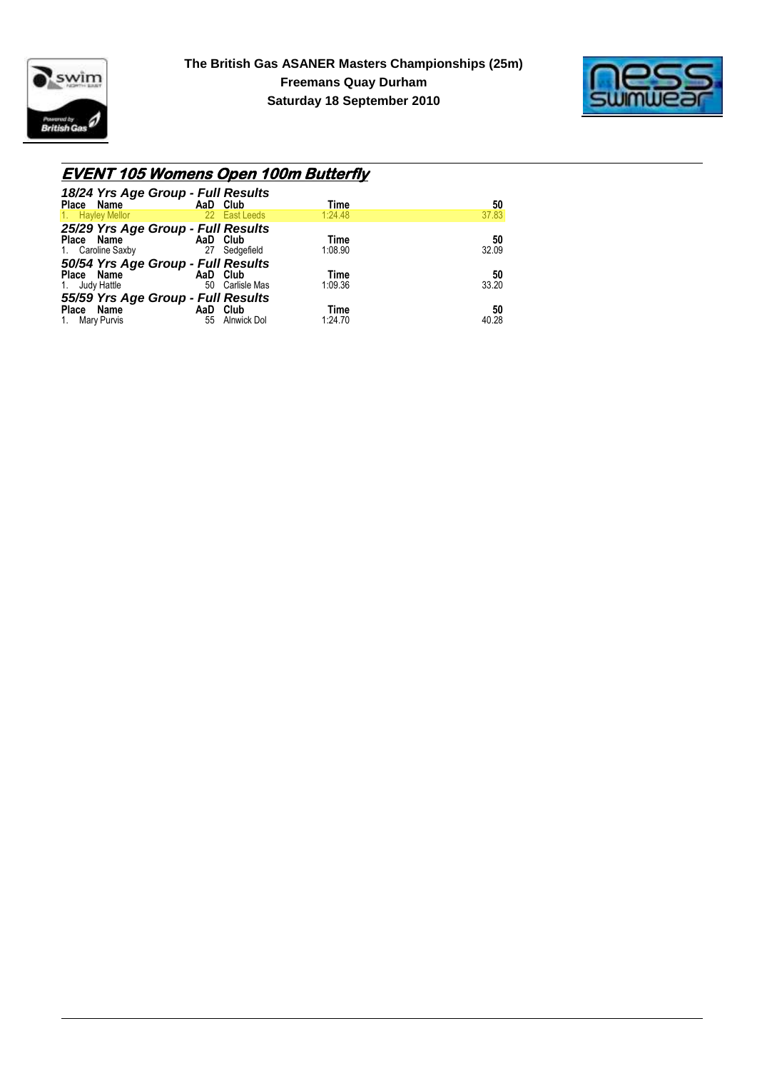**The British Gas ASANER Masters Championships (25m)**
**Freemans Quay Durham**
**Saturday 18 September 2010**

## EVENT 105 Womens Open 100m Butterfly

### 18/24 Yrs Age Group - Full Results

| Place | Name | AaD | Club | Time | 50 |
|---|---|---|---|---|---|
| 1. | Hayley Mellor | 22 | East Leeds | 1:24.48 | 37.83 |

### 25/29 Yrs Age Group - Full Results

| Place | Name | AaD | Club | Time | 50 |
|---|---|---|---|---|---|
| 1. | Caroline Saxby | 27 | Sedgefield | 1:08.90 | 32.09 |

### 50/54 Yrs Age Group - Full Results

| Place | Name | AaD | Club | Time | 50 |
|---|---|---|---|---|---|
| 1. | Judy Hattle | 50 | Carlisle Mas | 1:09.36 | 33.20 |

### 55/59 Yrs Age Group - Full Results

| Place | Name | AaD | Club | Time | 50 |
|---|---|---|---|---|---|
| 1. | Mary Purvis | 55 | Alnwick Dol | 1:24.70 | 40.28 |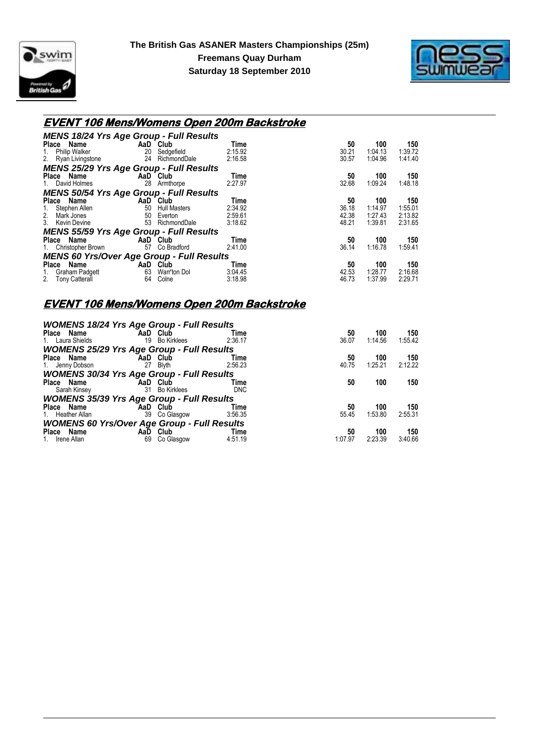**The British Gas ASANER Masters Championships (25m)**
**Freemans Quay Durham**
**Saturday 18 September 2010**

## EVENT 106 Mens/Womens Open 200m Backstroke

### MENS 18/24 Yrs Age Group - Full Results

| Place | Name | AaD | Club | Time | 50 | 100 | 150 |
|---|---|---|---|---|---|---|---|
| 1. | Philip Walker | 20 | Sedgefield | 2:15.92 | 30.21 | 1:04.13 | 1:39.72 |
| 2. | Ryan Livingstone | 24 | RichmondDale | 2:16.58 | 30.57 | 1:04.96 | 1:41.40 |

### MENS 25/29 Yrs Age Group - Full Results

| Place | Name | AaD | Club | Time | 50 | 100 | 150 |
|---|---|---|---|---|---|---|---|
| 1. | David Holmes | 28 | Armthorpe | 2:27.97 | 32.68 | 1:09.24 | 1:48.18 |

### MENS 50/54 Yrs Age Group - Full Results

| Place | Name | AaD | Club | Time | 50 | 100 | 150 |
|---|---|---|---|---|---|---|---|
| 1. | Stephen Allen | 50 | Hull Masters | 2:34.92 | 36.18 | 1:14.97 | 1:55.01 |
| 2. | Mark Jones | 50 | Everton | 2:59.61 | 42.38 | 1:27.43 | 2:13.82 |
| 3. | Kevin Devine | 53 | RichmondDale | 3:18.62 | 48.21 | 1:39.81 | 2:31.65 |

### MENS 55/59 Yrs Age Group - Full Results

| Place | Name | AaD | Club | Time | 50 | 100 | 150 |
|---|---|---|---|---|---|---|---|
| 1. | Christopher Brown | 57 | Co Bradford | 2:41.00 | 36.14 | 1:16.78 | 1:59.41 |

### MENS 60 Yrs/Over Age Group - Full Results

| Place | Name | AaD | Club | Time | 50 | 100 | 150 |
|---|---|---|---|---|---|---|---|
| 1. | Graham Padgett | 63 | Warr'ton Dol | 3:04.45 | 42.53 | 1:28.77 | 2:16.68 |
| 2. | Tony Catterall | 64 | Colne | 3:18.98 | 46.73 | 1:37.99 | 2:29.71 |

## EVENT 106 Mens/Womens Open 200m Backstroke

### WOMENS 18/24 Yrs Age Group - Full Results

| Place | Name | AaD | Club | Time | 50 | 100 | 150 |
|---|---|---|---|---|---|---|---|
| 1. | Laura Shields | 19 | Bo Kirklees | 2:36.17 | 36.07 | 1:14.56 | 1:55.42 |

### WOMENS 25/29 Yrs Age Group - Full Results

| Place | Name | AaD | Club | Time | 50 | 100 | 150 |
|---|---|---|---|---|---|---|---|
| 1. | Jenny Dobson | 27 | Blyth | 2:56.23 | 40.75 | 1:25.21 | 2:12.22 |

### WOMENS 30/34 Yrs Age Group - Full Results

| Place | Name | AaD | Club | Time | 50 | 100 | 150 |
|---|---|---|---|---|---|---|---|
| | Sarah Kinsey | 31 | Bo Kirklees | DNC | | | |

### WOMENS 35/39 Yrs Age Group - Full Results

| Place | Name | AaD | Club | Time | 50 | 100 | 150 |
|---|---|---|---|---|---|---|---|
| 1. | Heather Allan | 39 | Co Glasgow | 3:56.35 | 55.45 | 1:53.80 | 2:55.31 |

### WOMENS 60 Yrs/Over Age Group - Full Results

| Place | Name | AaD | Club | Time | 50 | 100 | 150 |
|---|---|---|---|---|---|---|---|
| 1. | Irene Allan | 69 | Co Glasgow | 4:51.19 | 1:07.97 | 2:23.39 | 3:40.66 |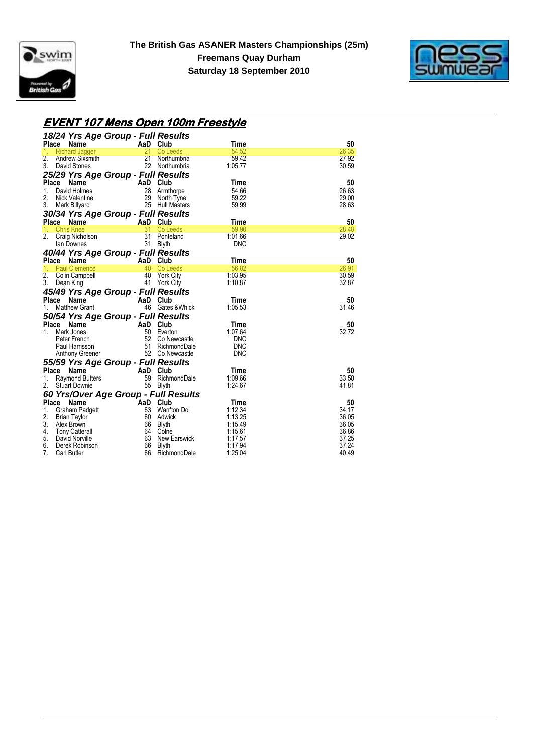**The British Gas ASANER Masters Championships (25m)**
**Freemans Quay Durham**
**Saturday 18 September 2010**

## EVENT 107 Mens Open 100m Freestyle

### 18/24 Yrs Age Group - Full Results

| Place | Name | AaD | Club | Time | 50 |
|---|---|---|---|---|---|
| 1. | Richard Jagger | 21 | Co Leeds | 54.52 | 26.35 |
| 2. | Andrew Sixsmith | 21 | Northumbria | 59.42 | 27.92 |
| 3. | David Stones | 22 | Northumbria | 1:05.77 | 30.59 |

### 25/29 Yrs Age Group - Full Results

| Place | Name | AaD | Club | Time | 50 |
|---|---|---|---|---|---|
| 1. | David Holmes | 28 | Armthorpe | 54.66 | 26.63 |
| 2. | Nick Valentine | 29 | North Tyne | 59.22 | 29.00 |
| 3. | Mark Billyard | 25 | Hull Masters | 59.99 | 28.63 |

### 30/34 Yrs Age Group - Full Results

| Place | Name | AaD | Club | Time | 50 |
|---|---|---|---|---|---|
| 1. | Chris Knee | 31 | Co Leeds | 59.90 | 28.48 |
| 2. | Craig Nicholson | 31 | Ponteland | 1:01.66 | 29.02 |
| | Ian Downes | 31 | Blyth | DNC | |

### 40/44 Yrs Age Group - Full Results

| Place | Name | AaD | Club | Time | 50 |
|---|---|---|---|---|---|
| 1. | Paul Clemence | 40 | Co Leeds | 56.82 | 26.91 |
| 2. | Colin Campbell | 40 | York City | 1:03.95 | 30.59 |
| 3. | Dean King | 41 | York City | 1:10.87 | 32.87 |

### 45/49 Yrs Age Group - Full Results

| Place | Name | AaD | Club | Time | 50 |
|---|---|---|---|---|---|
| 1. | Matthew Grant | 46 | Gates &Whick | 1:05.53 | 31.46 |

### 50/54 Yrs Age Group - Full Results

| Place | Name | AaD | Club | Time | 50 |
|---|---|---|---|---|---|
| 1. | Mark Jones | 50 | Everton | 1:07.64 | 32.72 |
| | Peter French | 52 | Co Newcastle | DNC | |
| | Paul Harrisson | 51 | RichmondDale | DNC | |
| | Anthony Greener | 52 | Co Newcastle | DNC | |

### 55/59 Yrs Age Group - Full Results

| Place | Name | AaD | Club | Time | 50 |
|---|---|---|---|---|---|
| 1. | Raymond Butters | 59 | RichmondDale | 1:09.66 | 33.50 |
| 2. | Stuart Downie | 55 | Blyth | 1:24.67 | 41.81 |

### 60 Yrs/Over Age Group - Full Results

| Place | Name | AaD | Club | Time | 50 |
|---|---|---|---|---|---|
| 1. | Graham Padgett | 63 | Warr'ton Dol | 1:12.34 | 34.17 |
| 2. | Brian Taylor | 60 | Adwick | 1:13.25 | 36.05 |
| 3. | Alex Brown | 66 | Blyth | 1:15.49 | 36.05 |
| 4. | Tony Catterall | 64 | Colne | 1:15.61 | 36.86 |
| 5. | David Norville | 63 | New Earswick | 1:17.57 | 37.25 |
| 6. | Derek Robinson | 66 | Blyth | 1:17.94 | 37.24 |
| 7. | Carl Butler | 66 | RichmondDale | 1:25.04 | 40.49 |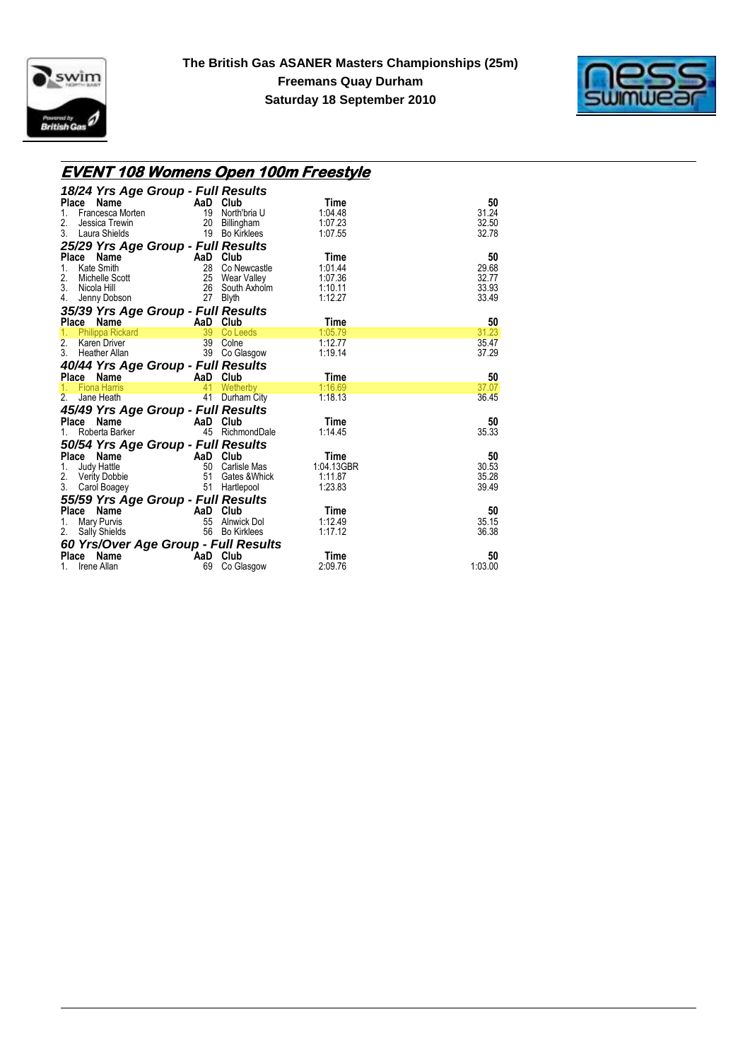**The British Gas ASANER Masters Championships (25m)**
**Freemans Quay Durham**
**Saturday 18 September 2010**

## EVENT 108 Womens Open 100m Freestyle

### 18/24 Yrs Age Group - Full Results

| Place | Name | AaD | Club | Time | 50 |
|---|---|---|---|---|---|
| 1. | Francesca Morten | 19 | North'bria U | 1:04.48 | 31.24 |
| 2. | Jessica Trewin | 20 | Billingham | 1:07.23 | 32.50 |
| 3. | Laura Shields | 19 | Bo Kirklees | 1:07.55 | 32.78 |

### 25/29 Yrs Age Group - Full Results

| Place | Name | AaD | Club | Time | 50 |
|---|---|---|---|---|---|
| 1. | Kate Smith | 28 | Co Newcastle | 1:01.44 | 29.68 |
| 2. | Michelle Scott | 25 | Wear Valley | 1:07.36 | 32.77 |
| 3. | Nicola Hill | 26 | South Axholm | 1:10.11 | 33.93 |
| 4. | Jenny Dobson | 27 | Blyth | 1:12.27 | 33.49 |

### 35/39 Yrs Age Group - Full Results

| Place | Name | AaD | Club | Time | 50 |
|---|---|---|---|---|---|
| 1. | Philippa Rickard | 39 | Co Leeds | 1:05.79 | 31.23 |
| 2. | Karen Driver | 39 | Colne | 1:12.77 | 35.47 |
| 3. | Heather Allan | 39 | Co Glasgow | 1:19.14 | 37.29 |

### 40/44 Yrs Age Group - Full Results

| Place | Name | AaD | Club | Time | 50 |
|---|---|---|---|---|---|
| 1. | Fiona Harris | 41 | Wetherby | 1:16.69 | 37.07 |
| 2. | Jane Heath | 41 | Durham City | 1:18.13 | 36.45 |

### 45/49 Yrs Age Group - Full Results

| Place | Name | AaD | Club | Time | 50 |
|---|---|---|---|---|---|
| 1. | Roberta Barker | 45 | RichmondDale | 1:14.45 | 35.33 |

### 50/54 Yrs Age Group - Full Results

| Place | Name | AaD | Club | Time | 50 |
|---|---|---|---|---|---|
| 1. | Judy Hattle | 50 | Carlisle Mas | 1:04.13GBR | 30.53 |
| 2. | Verity Dobbie | 51 | Gates &Whick | 1:11.87 | 35.28 |
| 3. | Carol Boagey | 51 | Hartlepool | 1:23.83 | 39.49 |

### 55/59 Yrs Age Group - Full Results

| Place | Name | AaD | Club | Time | 50 |
|---|---|---|---|---|---|
| 1. | Mary Purvis | 55 | Alnwick Dol | 1:12.49 | 35.15 |
| 2. | Sally Shields | 56 | Bo Kirklees | 1:17.12 | 36.38 |

### 60 Yrs/Over Age Group - Full Results

| Place | Name | AaD | Club | Time | 50 |
|---|---|---|---|---|---|
| 1. | Irene Allan | 69 | Co Glasgow | 2:09.76 | 1:03.00 |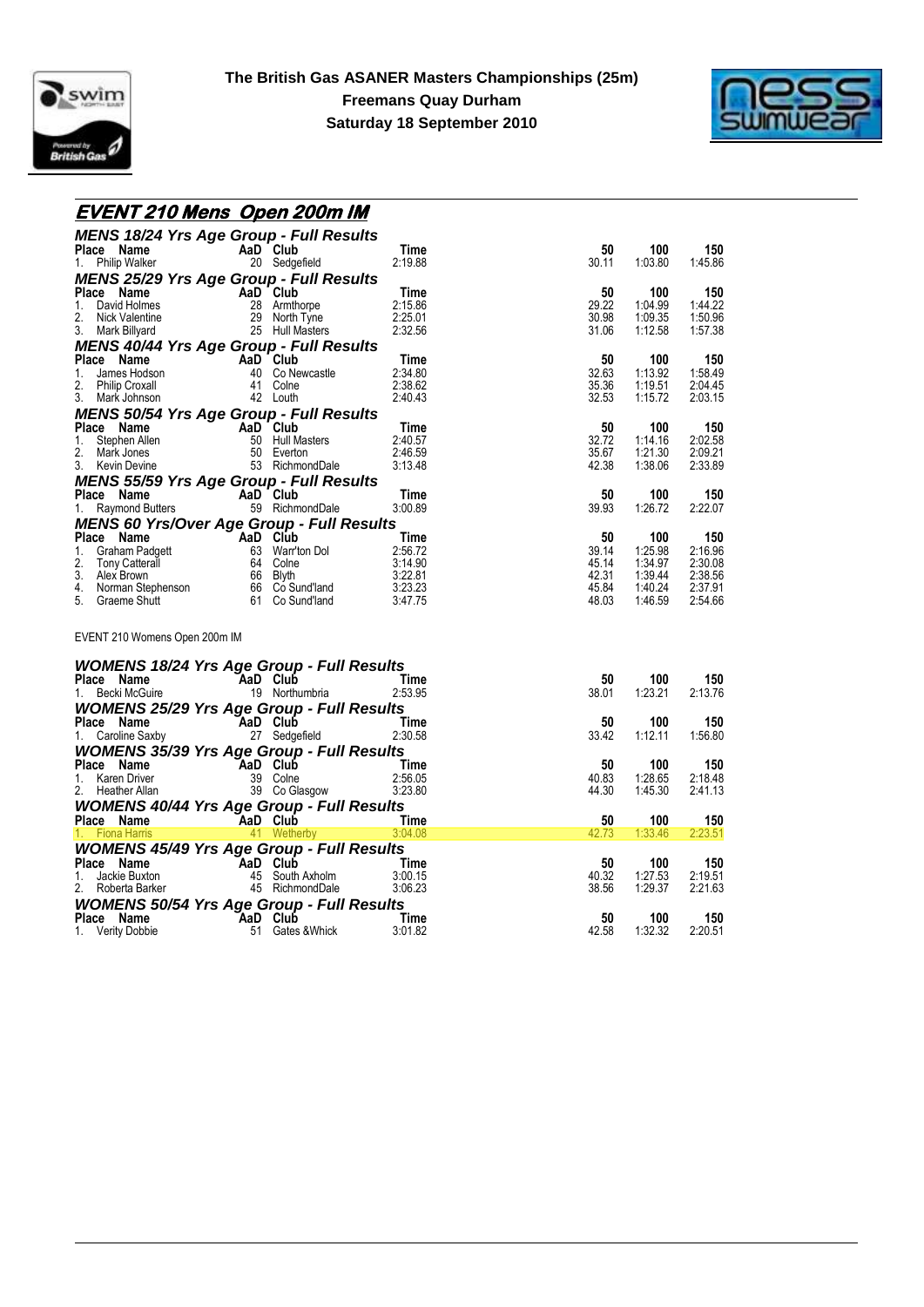# EVENT 210 Mens Open 200m IM

### MENS 18/24 Yrs Age Group - Full Results

| Place | Name | AaD | Club | Time | 50 | 100 | 150 |
|---|---|---|---|---|---|---|---|
| 1. | Philip Walker | 20 | Sedgefield | 2:19.88 | 30.11 | 1:03.80 | 1:45.86 |

### MENS 25/29 Yrs Age Group - Full Results

| Place | Name | AaD | Club | Time | 50 | 100 | 150 |
|---|---|---|---|---|---|---|---|
| 1. | David Holmes | 28 | Armthorpe | 2:15.86 | 29.22 | 1:04.99 | 1:44.22 |
| 2. | Nick Valentine | 29 | North Tyne | 2:25.01 | 30.98 | 1:09.35 | 1:50.96 |
| 3. | Mark Billyard | 25 | Hull Masters | 2:32.56 | 31.06 | 1:12.58 | 1:57.38 |

### MENS 40/44 Yrs Age Group - Full Results

| Place | Name | AaD | Club | Time | 50 | 100 | 150 |
|---|---|---|---|---|---|---|---|
| 1. | James Hodson | 40 | Co Newcastle | 2:34.80 | 32.63 | 1:13.92 | 1:58.49 |
| 2. | Philip Croxall | 41 | Colne | 2:38.62 | 35.36 | 1:19.51 | 2:04.45 |
| 3. | Mark Johnson | 42 | Louth | 2:40.43 | 32.53 | 1:15.72 | 2:03.15 |

### MENS 50/54 Yrs Age Group - Full Results

| Place | Name | AaD | Club | Time | 50 | 100 | 150 |
|---|---|---|---|---|---|---|---|
| 1. | Stephen Allen | 50 | Hull Masters | 2:40.57 | 32.72 | 1:14.16 | 2:02.58 |
| 2. | Mark Jones | 50 | Everton | 2:46.59 | 35.67 | 1:21.30 | 2:09.21 |
| 3. | Kevin Devine | 53 | RichmondDale | 3:13.48 | 42.38 | 1:38.06 | 2:33.89 |

### MENS 55/59 Yrs Age Group - Full Results

| Place | Name | AaD | Club | Time | 50 | 100 | 150 |
|---|---|---|---|---|---|---|---|
| 1. | Raymond Butters | 59 | RichmondDale | 3:00.89 | 39.93 | 1:26.72 | 2:22.07 |

### MENS 60 Yrs/Over Age Group - Full Results

| Place | Name | AaD | Club | Time | 50 | 100 | 150 |
|---|---|---|---|---|---|---|---|
| 1. | Graham Padgett | 63 | Warr'ton Dol | 2:56.72 | 39.14 | 1:25.98 | 2:16.96 |
| 2. | Tony Catterall | 64 | Colne | 3:14.90 | 45.14 | 1:34.97 | 2:30.08 |
| 3. | Alex Brown | 66 | Blyth | 3:22.81 | 42.31 | 1:39.44 | 2:38.56 |
| 4. | Norman Stephenson | 66 | Co Sund'land | 3:23.23 | 45.84 | 1:40.24 | 2:37.91 |
| 5. | Graeme Shutt | 61 | Co Sund'land | 3:47.75 | 48.03 | 1:46.59 | 2:54.66 |

EVENT 210 Womens Open 200m IM

### WOMENS 18/24 Yrs Age Group - Full Results

| Place | Name | AaD | Club | Time | 50 | 100 | 150 |
|---|---|---|---|---|---|---|---|
| 1. | Becki McGuire | 19 | Northumbria | 2:53.95 | 38.01 | 1:23.21 | 2:13.76 |

### WOMENS 25/29 Yrs Age Group - Full Results

| Place | Name | AaD | Club | Time | 50 | 100 | 150 |
|---|---|---|---|---|---|---|---|
| 1. | Caroline Saxby | 27 | Sedgefield | 2:30.58 | 33.42 | 1:12.11 | 1:56.80 |

### WOMENS 35/39 Yrs Age Group - Full Results

| Place | Name | AaD | Club | Time | 50 | 100 | 150 |
|---|---|---|---|---|---|---|---|
| 1. | Karen Driver | 39 | Colne | 2:56.05 | 40.83 | 1:28.65 | 2:18.48 |
| 2. | Heather Allan | 39 | Co Glasgow | 3:23.80 | 44.30 | 1:45.30 | 2:41.13 |

### WOMENS 40/44 Yrs Age Group - Full Results

| Place | Name | AaD | Club | Time | 50 | 100 | 150 |
|---|---|---|---|---|---|---|---|
| 1. | Fiona Harris | 41 | Wetherby | 3:04.08 | 42.73 | 1:33.46 | 2:23.51 |

### WOMENS 45/49 Yrs Age Group - Full Results

| Place | Name | AaD | Club | Time | 50 | 100 | 150 |
|---|---|---|---|---|---|---|---|
| 1. | Jackie Buxton | 45 | South Axholm | 3:00.15 | 40.32 | 1:27.53 | 2:19.51 |
| 2. | Roberta Barker | 45 | RichmondDale | 3:06.23 | 38.56 | 1:29.37 | 2:21.63 |

### WOMENS 50/54 Yrs Age Group - Full Results

| Place | Name | AaD | Club | Time | 50 | 100 | 150 |
|---|---|---|---|---|---|---|---|
| 1. | Verity Dobbie | 51 | Gates &Whick | 3:01.82 | 42.58 | 1:32.32 | 2:20.51 |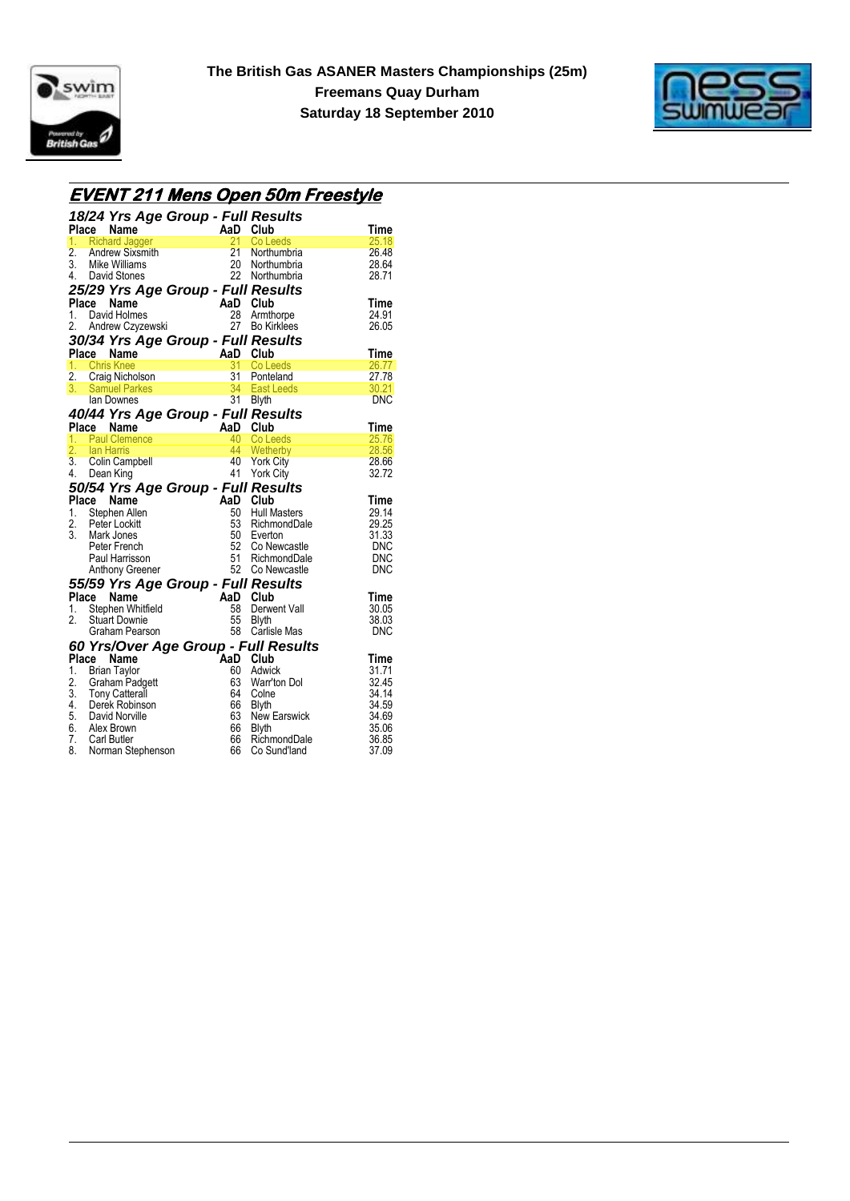**The British Gas ASANER Masters Championships (25m)**
**Freemans Quay Durham**
**Saturday 18 September 2010**

## EVENT 211 Mens Open 50m Freestyle

### 18/24 Yrs Age Group - Full Results

| Place | Name | AaD | Club | Time |
|---|---|---|---|---|
| 1. | Richard Jagger | 21 | Co Leeds | 25.18 |
| 2. | Andrew Sixsmith | 21 | Northumbria | 26.48 |
| 3. | Mike Williams | 20 | Northumbria | 28.64 |
| 4. | David Stones | 22 | Northumbria | 28.71 |

### 25/29 Yrs Age Group - Full Results

| Place | Name | AaD | Club | Time |
|---|---|---|---|---|
| 1. | David Holmes | 28 | Armthorpe | 24.91 |
| 2. | Andrew Czyzewski | 27 | Bo Kirklees | 26.05 |

### 30/34 Yrs Age Group - Full Results

| Place | Name | AaD | Club | Time |
|---|---|---|---|---|
| 1. | Chris Knee | 31 | Co Leeds | 26.77 |
| 2. | Craig Nicholson | 31 | Ponteland | 27.78 |
| 3. | Samuel Parkes | 34 | East Leeds | 30.21 |
| | Ian Downes | 31 | Blyth | DNC |

### 40/44 Yrs Age Group - Full Results

| Place | Name | AaD | Club | Time |
|---|---|---|---|---|
| 1. | Paul Clemence | 40 | Co Leeds | 25.76 |
| 2. | Ian Harris | 44 | Wetherby | 28.56 |
| 3. | Colin Campbell | 40 | York City | 28.66 |
| 4. | Dean King | 41 | York City | 32.72 |

### 50/54 Yrs Age Group - Full Results

| Place | Name | AaD | Club | Time |
|---|---|---|---|---|
| 1. | Stephen Allen | 50 | Hull Masters | 29.14 |
| 2. | Peter Lockitt | 53 | RichmondDale | 29.25 |
| 3. | Mark Jones | 50 | Everton | 31.33 |
| | Peter French | 52 | Co Newcastle | DNC |
| | Paul Harrisson | 51 | RichmondDale | DNC |
| | Anthony Greener | 52 | Co Newcastle | DNC |

### 55/59 Yrs Age Group - Full Results

| Place | Name | AaD | Club | Time |
|---|---|---|---|---|
| 1. | Stephen Whitfield | 58 | Derwent Vall | 30.05 |
| 2. | Stuart Downie | 55 | Blyth | 38.03 |
| | Graham Pearson | 58 | Carlisle Mas | DNC |

### 60 Yrs/Over Age Group - Full Results

| Place | Name | AaD | Club | Time |
|---|---|---|---|---|
| 1. | Brian Taylor | 60 | Adwick | 31.71 |
| 2. | Graham Padgett | 63 | Warr'ton Dol | 32.45 |
| 3. | Tony Catterall | 64 | Colne | 34.14 |
| 4. | Derek Robinson | 66 | Blyth | 34.59 |
| 5. | David Norville | 63 | New Earswick | 34.69 |
| 6. | Alex Brown | 66 | Blyth | 35.06 |
| 7. | Carl Butler | 66 | RichmondDale | 36.85 |
| 8. | Norman Stephenson | 66 | Co Sund'land | 37.09 |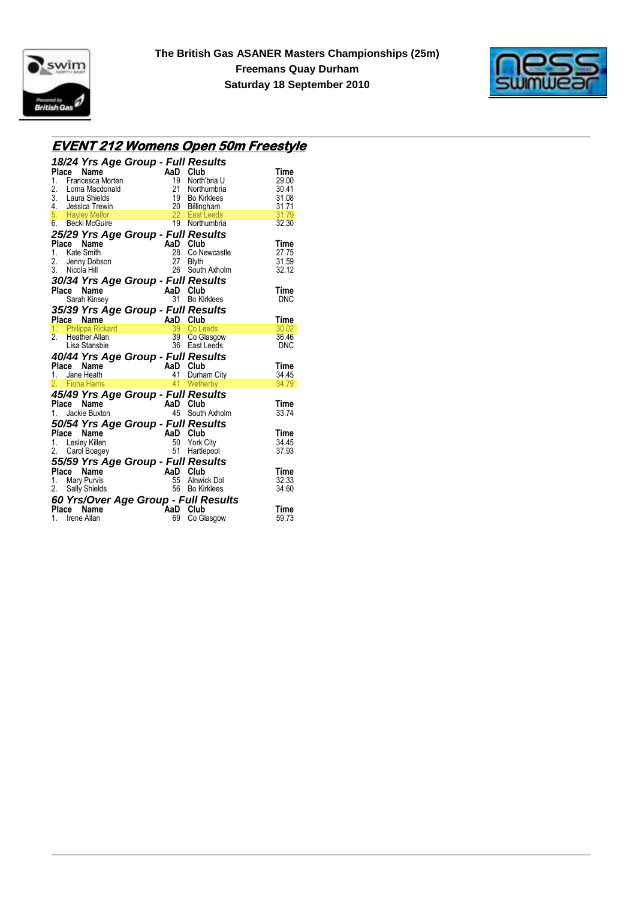**The British Gas ASANER Masters Championships (25m)**
**Freemans Quay Durham**
**Saturday 18 September 2010**

## EVENT 212 Womens Open 50m Freestyle

### 18/24 Yrs Age Group - Full Results

| Place | Name | AaD | Club | Time |
|---|---|---|---|---|
| 1. | Francesca Morten | 19 | North'bria U | 29.00 |
| 2. | Lorna Macdonald | 21 | Northumbria | 30.41 |
| 3. | Laura Shields | 19 | Bo Kirklees | 31.08 |
| 4. | Jessica Trewin | 20 | Billingham | 31.71 |
| 5. | Hayley Mellor | 22 | East Leeds | 31.79 |
| 6. | Becki McGuire | 19 | Northumbria | 32.30 |

### 25/29 Yrs Age Group - Full Results

| Place | Name | AaD | Club | Time |
|---|---|---|---|---|
| 1. | Kate Smith | 28 | Co Newcastle | 27.75 |
| 2. | Jenny Dobson | 27 | Blyth | 31.59 |
| 3. | Nicola Hill | 26 | South Axholm | 32.12 |

### 30/34 Yrs Age Group - Full Results

| Place | Name | AaD | Club | Time |
|---|---|---|---|---|
| | Sarah Kinsey | 31 | Bo Kirklees | DNC |

### 35/39 Yrs Age Group - Full Results

| Place | Name | AaD | Club | Time |
|---|---|---|---|---|
| 1. | Philippa Rickard | 39 | Co Leeds | 30.02 |
| 2. | Heather Allan | 39 | Co Glasgow | 36.46 |
| | Lisa Stansbie | 36 | East Leeds | DNC |

### 40/44 Yrs Age Group - Full Results

| Place | Name | AaD | Club | Time |
|---|---|---|---|---|
| 1. | Jane Heath | 41 | Durham City | 34.45 |
| 2. | Fiona Harris | 41 | Wetherby | 34.79 |

### 45/49 Yrs Age Group - Full Results

| Place | Name | AaD | Club | Time |
|---|---|---|---|---|
| 1. | Jackie Buxton | 45 | South Axholm | 33.74 |

### 50/54 Yrs Age Group - Full Results

| Place | Name | AaD | Club | Time |
|---|---|---|---|---|
| 1. | Lesley Killen | 50 | York City | 34.45 |
| 2. | Carol Boagey | 51 | Hartlepool | 37.93 |

### 55/59 Yrs Age Group - Full Results

| Place | Name | AaD | Club | Time |
|---|---|---|---|---|
| 1. | Mary Purvis | 55 | Alnwick Dol | 32.33 |
| 2. | Sally Shields | 56 | Bo Kirklees | 34.60 |

### 60 Yrs/Over Age Group - Full Results

| Place | Name | AaD | Club | Time |
|---|---|---|---|---|
| 1. | Irene Allan | 69 | Co Glasgow | 59.73 |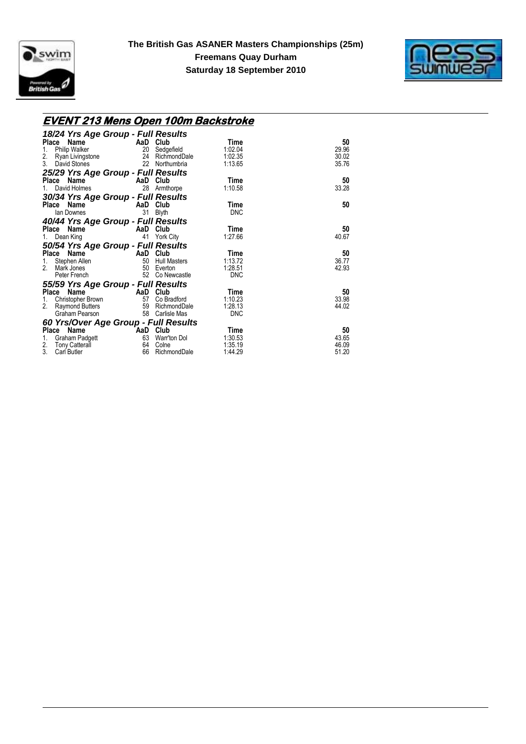**The British Gas ASANER Masters Championships (25m)**
**Freemans Quay Durham**
**Saturday 18 September 2010**

## EVENT 213 Mens Open 100m Backstroke

### 18/24 Yrs Age Group - Full Results

| Place | Name | AaD | Club | Time | 50 |
|---|---|---|---|---|---|
| 1. | Philip Walker | 20 | Sedgefield | 1:02.04 | 29.96 |
| 2. | Ryan Livingstone | 24 | RichmondDale | 1:02.35 | 30.02 |
| 3. | David Stones | 22 | Northumbria | 1:13.65 | 35.76 |

### 25/29 Yrs Age Group - Full Results

| Place | Name | AaD | Club | Time | 50 |
|---|---|---|---|---|---|
| 1. | David Holmes | 28 | Armthorpe | 1:10.58 | 33.28 |

### 30/34 Yrs Age Group - Full Results

| Place | Name | AaD | Club | Time | 50 |
|---|---|---|---|---|---|
| | Ian Downes | 31 | Blyth | DNC | |

### 40/44 Yrs Age Group - Full Results

| Place | Name | AaD | Club | Time | 50 |
|---|---|---|---|---|---|
| 1. | Dean King | 41 | York City | 1:27.66 | 40.67 |

### 50/54 Yrs Age Group - Full Results

| Place | Name | AaD | Club | Time | 50 |
|---|---|---|---|---|---|
| 1. | Stephen Allen | 50 | Hull Masters | 1:13.72 | 36.77 |
| 2. | Mark Jones | 50 | Everton | 1:28.51 | 42.93 |
| | Peter French | 52 | Co Newcastle | DNC | |

### 55/59 Yrs Age Group - Full Results

| Place | Name | AaD | Club | Time | 50 |
|---|---|---|---|---|---|
| 1. | Christopher Brown | 57 | Co Bradford | 1:10.23 | 33.98 |
| 2. | Raymond Butters | 59 | RichmondDale | 1:28.13 | 44.02 |
| | Graham Pearson | 58 | Carlisle Mas | DNC | |

### 60 Yrs/Over Age Group - Full Results

| Place | Name | AaD | Club | Time | 50 |
|---|---|---|---|---|---|
| 1. | Graham Padgett | 63 | Warr'ton Dol | 1:30.53 | 43.65 |
| 2. | Tony Catterall | 64 | Colne | 1:35.19 | 46.09 |
| 3. | Carl Butler | 66 | RichmondDale | 1:44.29 | 51.20 |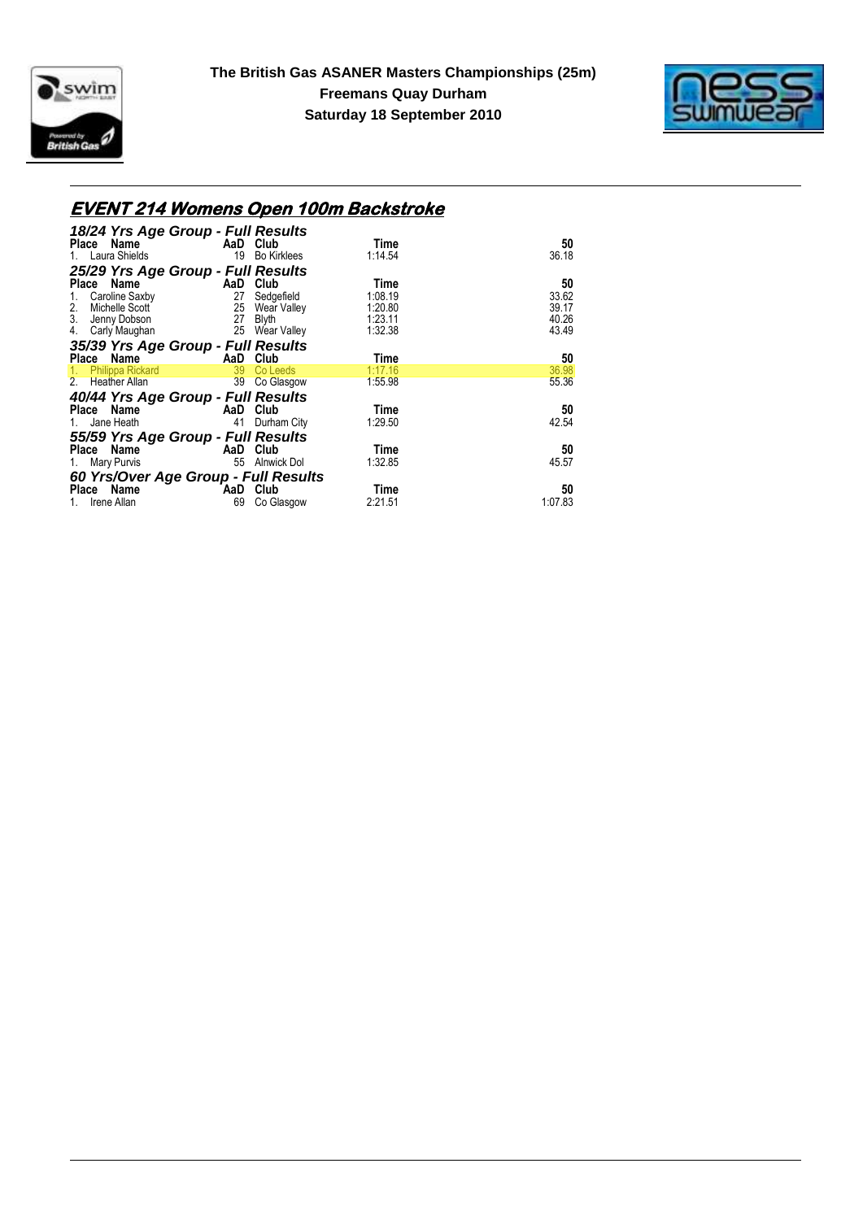**The British Gas ASANER Masters Championships (25m)**
**Freemans Quay Durham**
**Saturday 18 September 2010**

## EVENT 214 Womens Open 100m Backstroke

### 18/24 Yrs Age Group - Full Results

| Place | Name | AaD | Club | Time | 50 |
|---|---|---|---|---|---|
| 1. | Laura Shields | 19 | Bo Kirklees | 1:14.54 | 36.18 |

### 25/29 Yrs Age Group - Full Results

| Place | Name | AaD | Club | Time | 50 |
|---|---|---|---|---|---|
| 1. | Caroline Saxby | 27 | Sedgefield | 1:08.19 | 33.62 |
| 2. | Michelle Scott | 25 | Wear Valley | 1:20.80 | 39.17 |
| 3. | Jenny Dobson | 27 | Blyth | 1:23.11 | 40.26 |
| 4. | Carly Maughan | 25 | Wear Valley | 1:32.38 | 43.49 |

### 35/39 Yrs Age Group - Full Results

| Place | Name | AaD | Club | Time | 50 |
|---|---|---|---|---|---|
| 1. | Philippa Rickard | 39 | Co Leeds | 1:17.16 | 36.98 |
| 2. | Heather Allan | 39 | Co Glasgow | 1:55.98 | 55.36 |

### 40/44 Yrs Age Group - Full Results

| Place | Name | AaD | Club | Time | 50 |
|---|---|---|---|---|---|
| 1. | Jane Heath | 41 | Durham City | 1:29.50 | 42.54 |

### 55/59 Yrs Age Group - Full Results

| Place | Name | AaD | Club | Time | 50 |
|---|---|---|---|---|---|
| 1. | Mary Purvis | 55 | Alnwick Dol | 1:32.85 | 45.57 |

### 60 Yrs/Over Age Group - Full Results

| Place | Name | AaD | Club | Time | 50 |
|---|---|---|---|---|---|
| 1. | Irene Allan | 69 | Co Glasgow | 2:21.51 | 1:07.83 |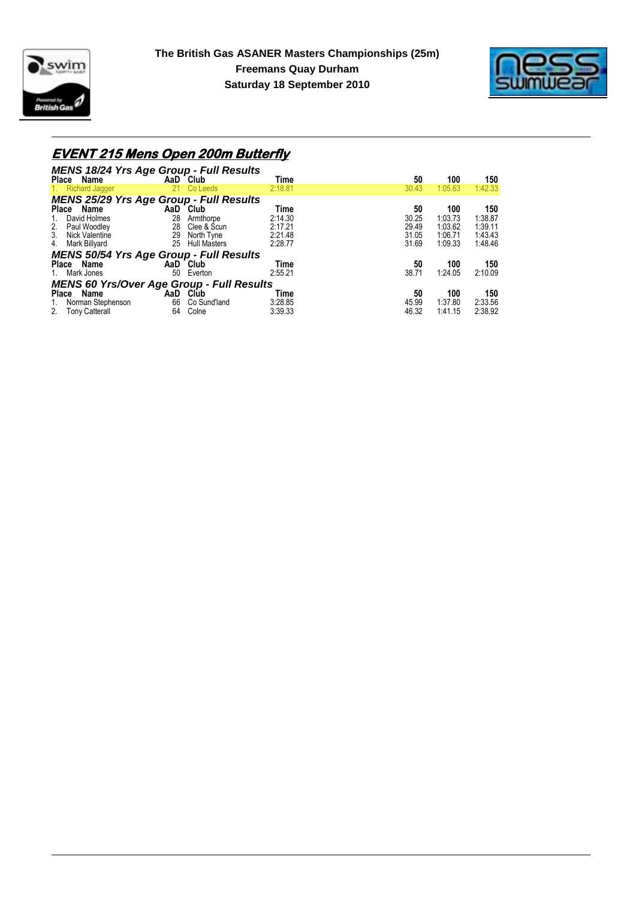**The British Gas ASANER Masters Championships (25m)**
**Freemans Quay Durham**
**Saturday 18 September 2010**

## EVENT 215 Mens Open 200m Butterfly

### MENS 18/24 Yrs Age Group - Full Results

| Place | Name | AaD | Club | Time | 50 | 100 | 150 |
|---|---|---|---|---|---|---|---|
| 1. | Richard Jagger | 21 | Co Leeds | 2:18.81 | 30.43 | 1:05.63 | 1:42.33 |

### MENS 25/29 Yrs Age Group - Full Results

| Place | Name | AaD | Club | Time | 50 | 100 | 150 |
|---|---|---|---|---|---|---|---|
| 1. | David Holmes | 28 | Armthorpe | 2:14.30 | 30.25 | 1:03.73 | 1:38.87 |
| 2. | Paul Woodley | 28 | Clee & Scun | 2:17.21 | 29.49 | 1:03.62 | 1:39.11 |
| 3. | Nick Valentine | 29 | North Tyne | 2:21.48 | 31.05 | 1:06.71 | 1:43.43 |
| 4. | Mark Billyard | 25 | Hull Masters | 2:28.77 | 31.69 | 1:09.33 | 1:48.46 |

### MENS 50/54 Yrs Age Group - Full Results

| Place | Name | AaD | Club | Time | 50 | 100 | 150 |
|---|---|---|---|---|---|---|---|
| 1. | Mark Jones | 50 | Everton | 2:55.21 | 38.71 | 1:24.05 | 2:10.09 |

### MENS 60 Yrs/Over Age Group - Full Results

| Place | Name | AaD | Club | Time | 50 | 100 | 150 |
|---|---|---|---|---|---|---|---|
| 1. | Norman Stephenson | 66 | Co Sund'land | 3:28.85 | 45.99 | 1:37.80 | 2:33.56 |
| 2. | Tony Catterall | 64 | Colne | 3:39.33 | 46.32 | 1:41.15 | 2:38.92 |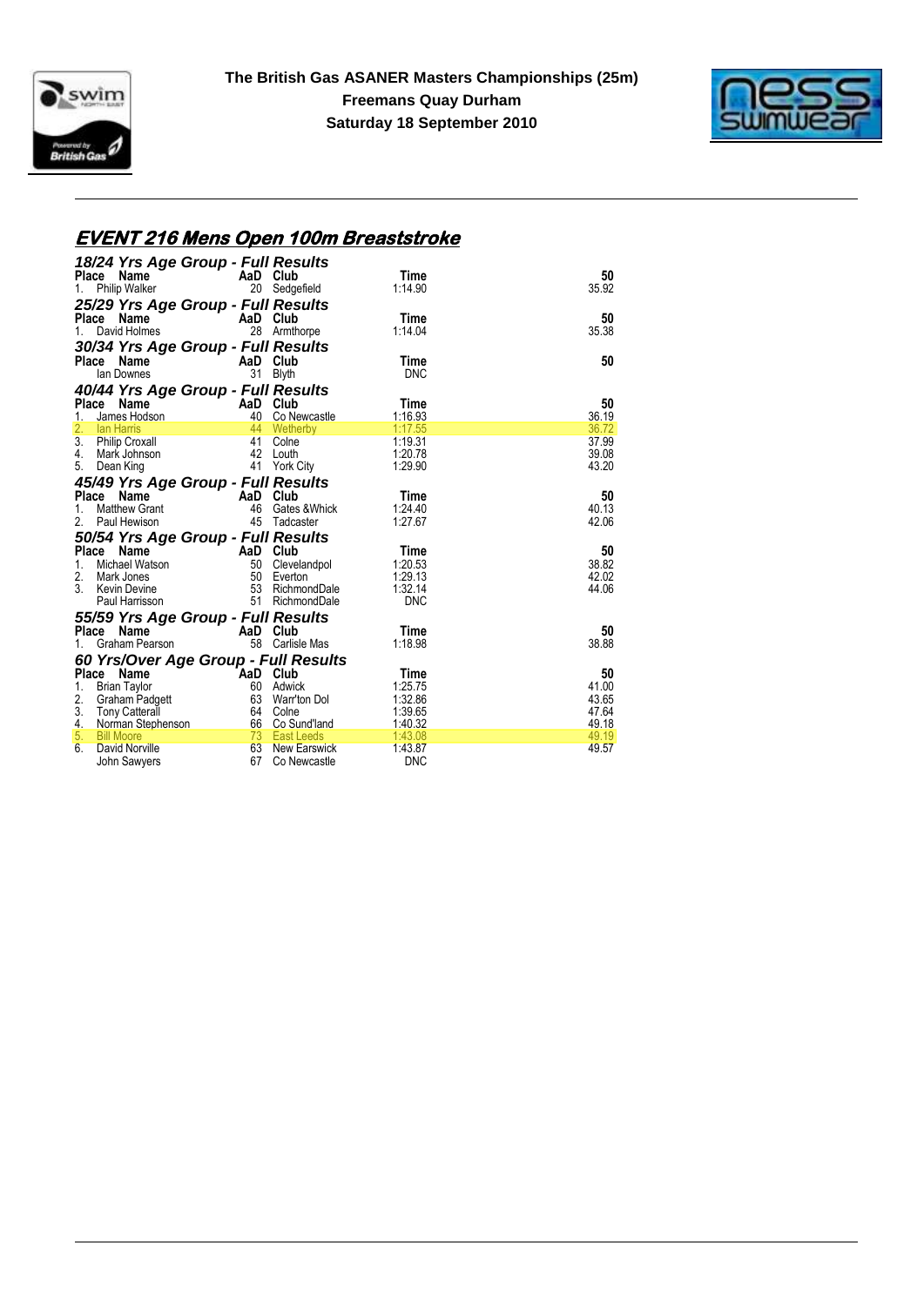**The British Gas ASANER Masters Championships (25m)**
**Freemans Quay Durham**
**Saturday 18 September 2010**

## EVENT 216 Mens Open 100m Breaststroke

### 18/24 Yrs Age Group - Full Results

| Place | Name | AaD | Club | Time | 50 |
|---|---|---|---|---|---|
| 1. | Philip Walker | 20 | Sedgefield | 1:14.90 | 35.92 |

### 25/29 Yrs Age Group - Full Results

| Place | Name | AaD | Club | Time | 50 |
|---|---|---|---|---|---|
| 1. | David Holmes | 28 | Armthorpe | 1:14.04 | 35.38 |

### 30/34 Yrs Age Group - Full Results

| Place | Name | AaD | Club | Time | 50 |
|---|---|---|---|---|---|
| | Ian Downes | 31 | Blyth | DNC | |

### 40/44 Yrs Age Group - Full Results

| Place | Name | AaD | Club | Time | 50 |
|---|---|---|---|---|---|
| 1. | James Hodson | 40 | Co Newcastle | 1:16.93 | 36.19 |
| 2. | Ian Harris | 44 | Wetherby | 1:17.55 | 36.72 |
| 3. | Philip Croxall | 41 | Colne | 1:19.31 | 37.99 |
| 4. | Mark Johnson | 42 | Louth | 1:20.78 | 39.08 |
| 5. | Dean King | 41 | York City | 1:29.90 | 43.20 |

### 45/49 Yrs Age Group - Full Results

| Place | Name | AaD | Club | Time | 50 |
|---|---|---|---|---|---|
| 1. | Matthew Grant | 46 | Gates &Whick | 1:24.40 | 40.13 |
| 2. | Paul Hewison | 45 | Tadcaster | 1:27.67 | 42.06 |

### 50/54 Yrs Age Group - Full Results

| Place | Name | AaD | Club | Time | 50 |
|---|---|---|---|---|---|
| 1. | Michael Watson | 50 | Clevelandpol | 1:20.53 | 38.82 |
| 2. | Mark Jones | 50 | Everton | 1:29.13 | 42.02 |
| 3. | Kevin Devine | 53 | RichmondDale | 1:32.14 | 44.06 |
| | Paul Harrisson | 51 | RichmondDale | DNC | |

### 55/59 Yrs Age Group - Full Results

| Place | Name | AaD | Club | Time | 50 |
|---|---|---|---|---|---|
| 1. | Graham Pearson | 58 | Carlisle Mas | 1:18.98 | 38.88 |

### 60 Yrs/Over Age Group - Full Results

| Place | Name | AaD | Club | Time | 50 |
|---|---|---|---|---|---|
| 1. | Brian Taylor | 60 | Adwick | 1:25.75 | 41.00 |
| 2. | Graham Padgett | 63 | Warr'ton Dol | 1:32.86 | 43.65 |
| 3. | Tony Catterall | 64 | Colne | 1:39.65 | 47.64 |
| 4. | Norman Stephenson | 66 | Co Sund'land | 1:40.32 | 49.18 |
| 5. | Bill Moore | 73 | East Leeds | 1:43.08 | 49.19 |
| 6. | David Norville | 63 | New Earswick | 1:43.87 | 49.57 |
| | John Sawyers | 67 | Co Newcastle | DNC | |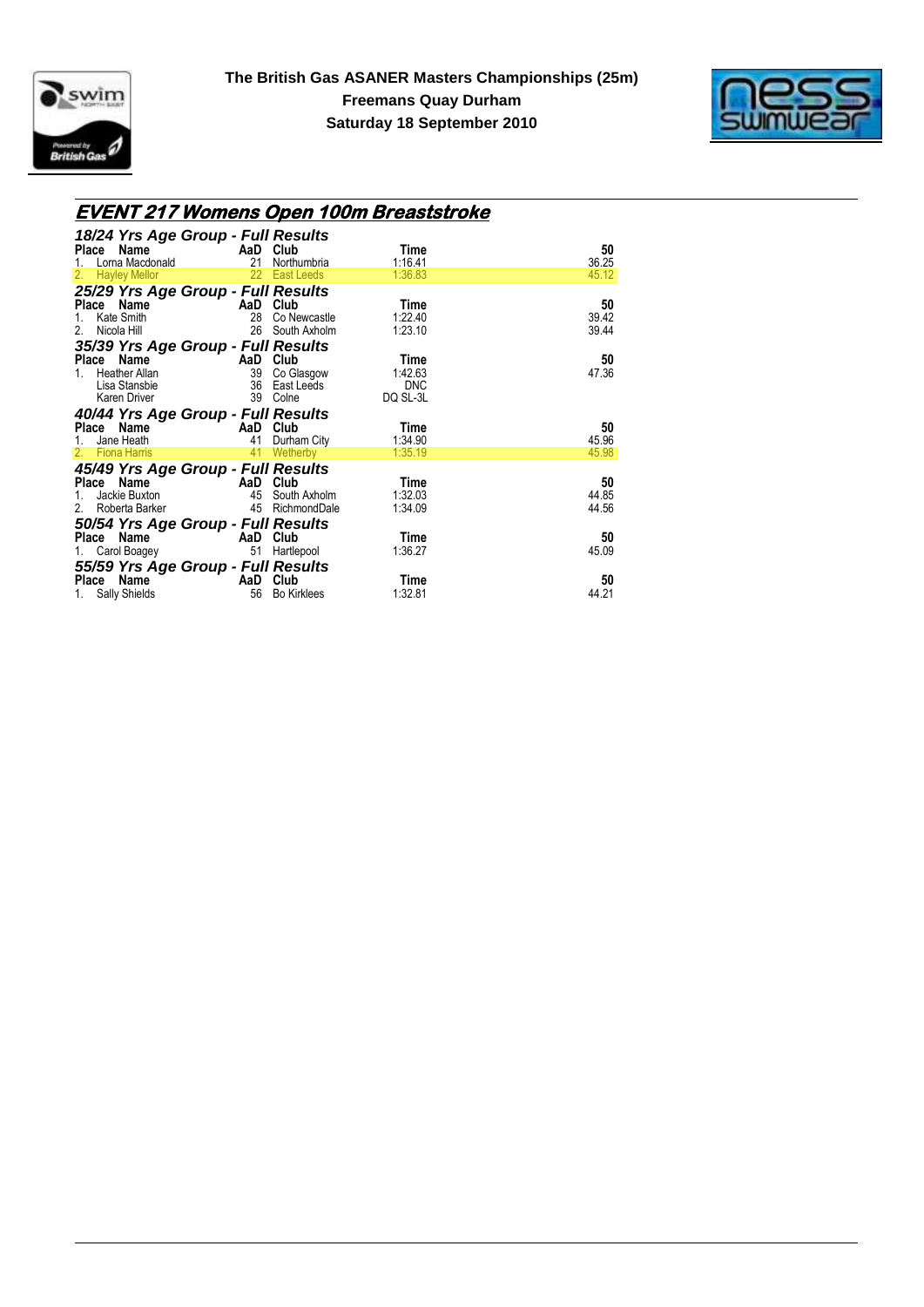**The British Gas ASANER Masters Championships (25m)**
**Freemans Quay Durham**
**Saturday 18 September 2010**

## EVENT 217 Womens Open 100m Breaststroke

### 18/24 Yrs Age Group - Full Results

| Place | Name | AaD | Club | Time | 50 |
|---|---|---|---|---|---|
| 1. | Lorna Macdonald | 21 | Northumbria | 1:16.41 | 36.25 |
| 2. | Hayley Mellor | 22 | East Leeds | 1:36.83 | 45.12 |

### 25/29 Yrs Age Group - Full Results

| Place | Name | AaD | Club | Time | 50 |
|---|---|---|---|---|---|
| 1. | Kate Smith | 28 | Co Newcastle | 1:22.40 | 39.42 |
| 2. | Nicola Hill | 26 | South Axholm | 1:23.10 | 39.44 |

### 35/39 Yrs Age Group - Full Results

| Place | Name | AaD | Club | Time | 50 |
|---|---|---|---|---|---|
| 1. | Heather Allan | 39 | Co Glasgow | 1:42.63 | 47.36 |
| | Lisa Stansbie | 36 | East Leeds | DNC | |
| | Karen Driver | 39 | Colne | DQ SL-3L | |

### 40/44 Yrs Age Group - Full Results

| Place | Name | AaD | Club | Time | 50 |
|---|---|---|---|---|---|
| 1. | Jane Heath | 41 | Durham City | 1:34.90 | 45.96 |
| 2. | Fiona Harris | 41 | Wetherby | 1:35.19 | 45.98 |

### 45/49 Yrs Age Group - Full Results

| Place | Name | AaD | Club | Time | 50 |
|---|---|---|---|---|---|
| 1. | Jackie Buxton | 45 | South Axholm | 1:32.03 | 44.85 |
| 2. | Roberta Barker | 45 | RichmondDale | 1:34.09 | 44.56 |

### 50/54 Yrs Age Group - Full Results

| Place | Name | AaD | Club | Time | 50 |
|---|---|---|---|---|---|
| 1. | Carol Boagey | 51 | Hartlepool | 1:36.27 | 45.09 |

### 55/59 Yrs Age Group - Full Results

| Place | Name | AaD | Club | Time | 50 |
|---|---|---|---|---|---|
| 1. | Sally Shields | 56 | Bo Kirklees | 1:32.81 | 44.21 |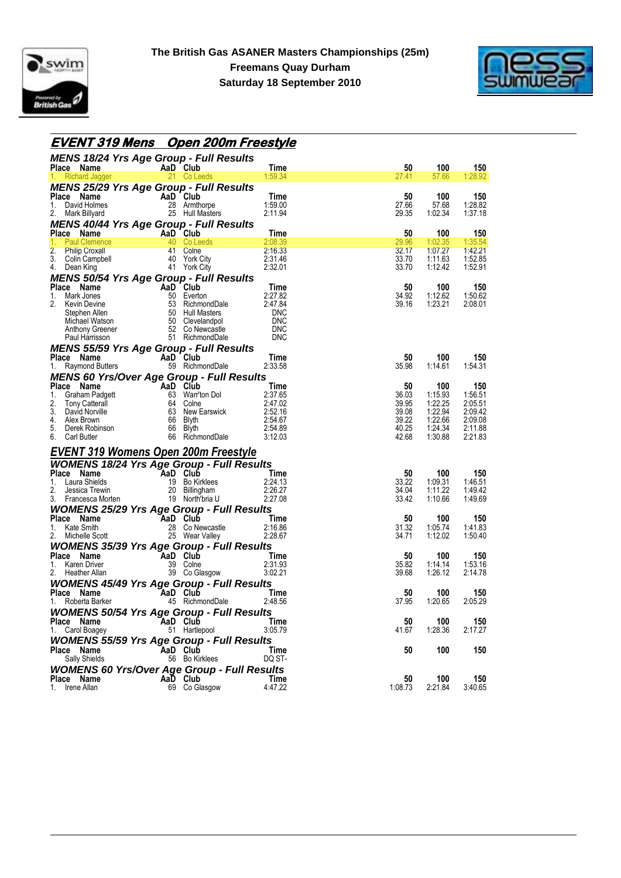**The British Gas ASANER Masters Championships (25m)**
**Freemans Quay Durham**
**Saturday 18 September 2010**

## EVENT 319 Mens Open 200m Freestyle

### MENS 18/24 Yrs Age Group - Full Results

| Place | Name | AaD | Club | Time | 50 | 100 | 150 |
|---|---|---|---|---|---|---|---|
| 1. | Richard Jagger | 21 | Co Leeds | 1:59.34 | 27.41 | 57.66 | 1:28.92 |

### MENS 25/29 Yrs Age Group - Full Results

| Place | Name | AaD | Club | Time | 50 | 100 | 150 |
|---|---|---|---|---|---|---|---|
| 1. | David Holmes | 28 | Armthorpe | 1:59.00 | 27.66 | 57.68 | 1:28.82 |
| 2. | Mark Billyard | 25 | Hull Masters | 2:11.94 | 29.35 | 1:02.34 | 1:37.18 |

### MENS 40/44 Yrs Age Group - Full Results

| Place | Name | AaD | Club | Time | 50 | 100 | 150 |
|---|---|---|---|---|---|---|---|
| 1. | Paul Clemence | 40 | Co Leeds | 2:08.39 | 29.96 | 1:02.35 | 1:35.54 |
| 2. | Philip Croxall | 41 | Colne | 2:16.33 | 32.17 | 1:07.27 | 1:42.21 |
| 3. | Colin Campbell | 40 | York City | 2:31.46 | 33.70 | 1:11.63 | 1:52.85 |
| 4. | Dean King | 41 | York City | 2:32.01 | 33.70 | 1:12.42 | 1:52.91 |

### MENS 50/54 Yrs Age Group - Full Results

| Place | Name | AaD | Club | Time | 50 | 100 | 150 |
|---|---|---|---|---|---|---|---|
| 1. | Mark Jones | 50 | Everton | 2:27.82 | 34.92 | 1:12.62 | 1:50.62 |
| 2. | Kevin Devine | 53 | RichmondDale | 2:47.84 | 39.16 | 1:23.21 | 2:08.01 |
| | Stephen Allen | 50 | Hull Masters | DNC | | | |
| | Michael Watson | 50 | Clevelandpol | DNC | | | |
| | Anthony Greener | 52 | Co Newcastle | DNC | | | |
| | Paul Harrisson | 51 | RichmondDale | DNC | | | |

### MENS 55/59 Yrs Age Group - Full Results

| Place | Name | AaD | Club | Time | 50 | 100 | 150 |
|---|---|---|---|---|---|---|---|
| 1. | Raymond Butters | 59 | RichmondDale | 2:33.58 | 35.98 | 1:14.61 | 1:54.31 |

### MENS 60 Yrs/Over Age Group - Full Results

| Place | Name | AaD | Club | Time | 50 | 100 | 150 |
|---|---|---|---|---|---|---|---|
| 1. | Graham Padgett | 63 | Warr'ton Dol | 2:37.65 | 36.03 | 1:15.93 | 1:56.51 |
| 2. | Tony Catterall | 64 | Colne | 2:47.02 | 39.95 | 1:22.25 | 2:05.51 |
| 3. | David Norville | 63 | New Earswick | 2:52.16 | 39.08 | 1:22.94 | 2:09.42 |
| 4. | Alex Brown | 66 | Blyth | 2:54.67 | 39.22 | 1:22.66 | 2:09.08 |
| 5. | Derek Robinson | 66 | Blyth | 2:54.89 | 40.25 | 1:24.34 | 2:11.88 |
| 6. | Carl Butler | 66 | RichmondDale | 3:12.03 | 42.68 | 1:30.88 | 2:21.83 |

## EVENT 319 Womens Open 200m Freestyle

### WOMENS 18/24 Yrs Age Group - Full Results

| Place | Name | AaD | Club | Time | 50 | 100 | 150 |
|---|---|---|---|---|---|---|---|
| 1. | Laura Shields | 19 | Bo Kirklees | 2:24.13 | 33.22 | 1:09.31 | 1:46.51 |
| 2. | Jessica Trewin | 20 | Billingham | 2:26.27 | 34.04 | 1:11.22 | 1:49.42 |
| 3. | Francesca Morten | 19 | North'bria U | 2:27.08 | 33.42 | 1:10.66 | 1:49.69 |

### WOMENS 25/29 Yrs Age Group - Full Results

| Place | Name | AaD | Club | Time | 50 | 100 | 150 |
|---|---|---|---|---|---|---|---|
| 1. | Kate Smith | 28 | Co Newcastle | 2:16.86 | 31.32 | 1:05.74 | 1:41.83 |
| 2. | Michelle Scott | 25 | Wear Valley | 2:28.67 | 34.71 | 1:12.02 | 1:50.40 |

### WOMENS 35/39 Yrs Age Group - Full Results

| Place | Name | AaD | Club | Time | 50 | 100 | 150 |
|---|---|---|---|---|---|---|---|
| 1. | Karen Driver | 39 | Colne | 2:31.93 | 35.82 | 1:14.14 | 1:53.16 |
| 2. | Heather Allan | 39 | Co Glasgow | 3:02.21 | 39.68 | 1:26.12 | 2:14.78 |

### WOMENS 45/49 Yrs Age Group - Full Results

| Place | Name | AaD | Club | Time | 50 | 100 | 150 |
|---|---|---|---|---|---|---|---|
| 1. | Roberta Barker | 45 | RichmondDale | 2:48.56 | 37.95 | 1:20.65 | 2:05.29 |

### WOMENS 50/54 Yrs Age Group - Full Results

| Place | Name | AaD | Club | Time | 50 | 100 | 150 |
|---|---|---|---|---|---|---|---|
| 1. | Carol Boagey | 51 | Hartlepool | 3:05.79 | 41.67 | 1:28.36 | 2:17.27 |

### WOMENS 55/59 Yrs Age Group - Full Results

| Place | Name | AaD | Club | Time | 50 | 100 | 150 |
|---|---|---|---|---|---|---|---|
| | Sally Shields | 56 | Bo Kirklees | DQ ST- | | | |

### WOMENS 60 Yrs/Over Age Group - Full Results

| Place | Name | AaD | Club | Time | 50 | 100 | 150 |
|---|---|---|---|---|---|---|---|
| 1. | Irene Allan | 69 | Co Glasgow | 4:47.22 | 1:08.73 | 2:21.84 | 3:40.65 |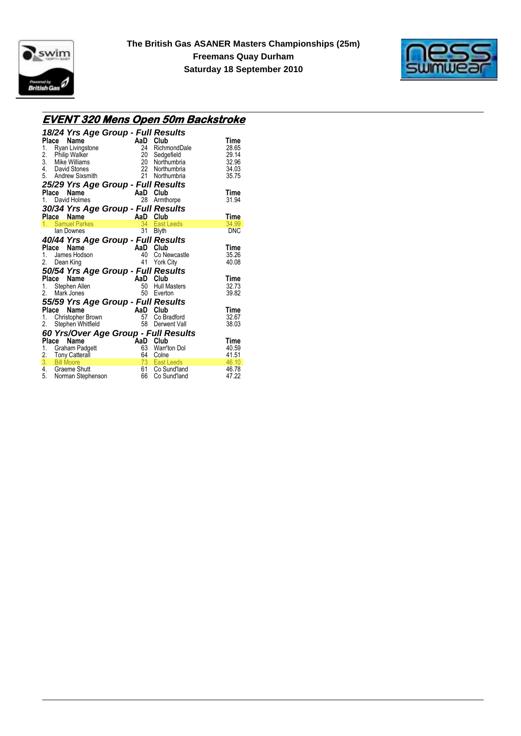**The British Gas ASANER Masters Championships (25m)**
**Freemans Quay Durham**
**Saturday 18 September 2010**

## EVENT 320 Mens Open 50m Backstroke

### 18/24 Yrs Age Group - Full Results

| Place | Name | AaD | Club | Time |
|---|---|---|---|---|
| 1. | Ryan Livingstone | 24 | RichmondDale | 28.65 |
| 2. | Philip Walker | 20 | Sedgefield | 29.14 |
| 3. | Mike Williams | 20 | Northumbria | 32.96 |
| 4. | David Stones | 22 | Northumbria | 34.03 |
| 5. | Andrew Sixsmith | 21 | Northumbria | 35.75 |

### 25/29 Yrs Age Group - Full Results

| Place | Name | AaD | Club | Time |
|---|---|---|---|---|
| 1. | David Holmes | 28 | Armthorpe | 31.94 |

### 30/34 Yrs Age Group - Full Results

| Place | Name | AaD | Club | Time |
|---|---|---|---|---|
| 1. | Samuel Parkes | 34 | East Leeds | 34.99 |
| | Ian Downes | 31 | Blyth | DNC |

### 40/44 Yrs Age Group - Full Results

| Place | Name | AaD | Club | Time |
|---|---|---|---|---|
| 1. | James Hodson | 40 | Co Newcastle | 35.26 |
| 2. | Dean King | 41 | York City | 40.08 |

### 50/54 Yrs Age Group - Full Results

| Place | Name | AaD | Club | Time |
|---|---|---|---|---|
| 1. | Stephen Allen | 50 | Hull Masters | 32.73 |
| 2. | Mark Jones | 50 | Everton | 39.82 |

### 55/59 Yrs Age Group - Full Results

| Place | Name | AaD | Club | Time |
|---|---|---|---|---|
| 1. | Christopher Brown | 57 | Co Bradford | 32.67 |
| 2. | Stephen Whitfield | 58 | Derwent Vall | 38.03 |

### 60 Yrs/Over Age Group - Full Results

| Place | Name | AaD | Club | Time |
|---|---|---|---|---|
| 1. | Graham Padgett | 63 | Warr'ton Dol | 40.59 |
| 2. | Tony Catterall | 64 | Colne | 41.51 |
| 3. | Bill Moore | 73 | East Leeds | 46.10 |
| 4. | Graeme Shutt | 61 | Co Sund'land | 46.78 |
| 5. | Norman Stephenson | 66 | Co Sund'land | 47.22 |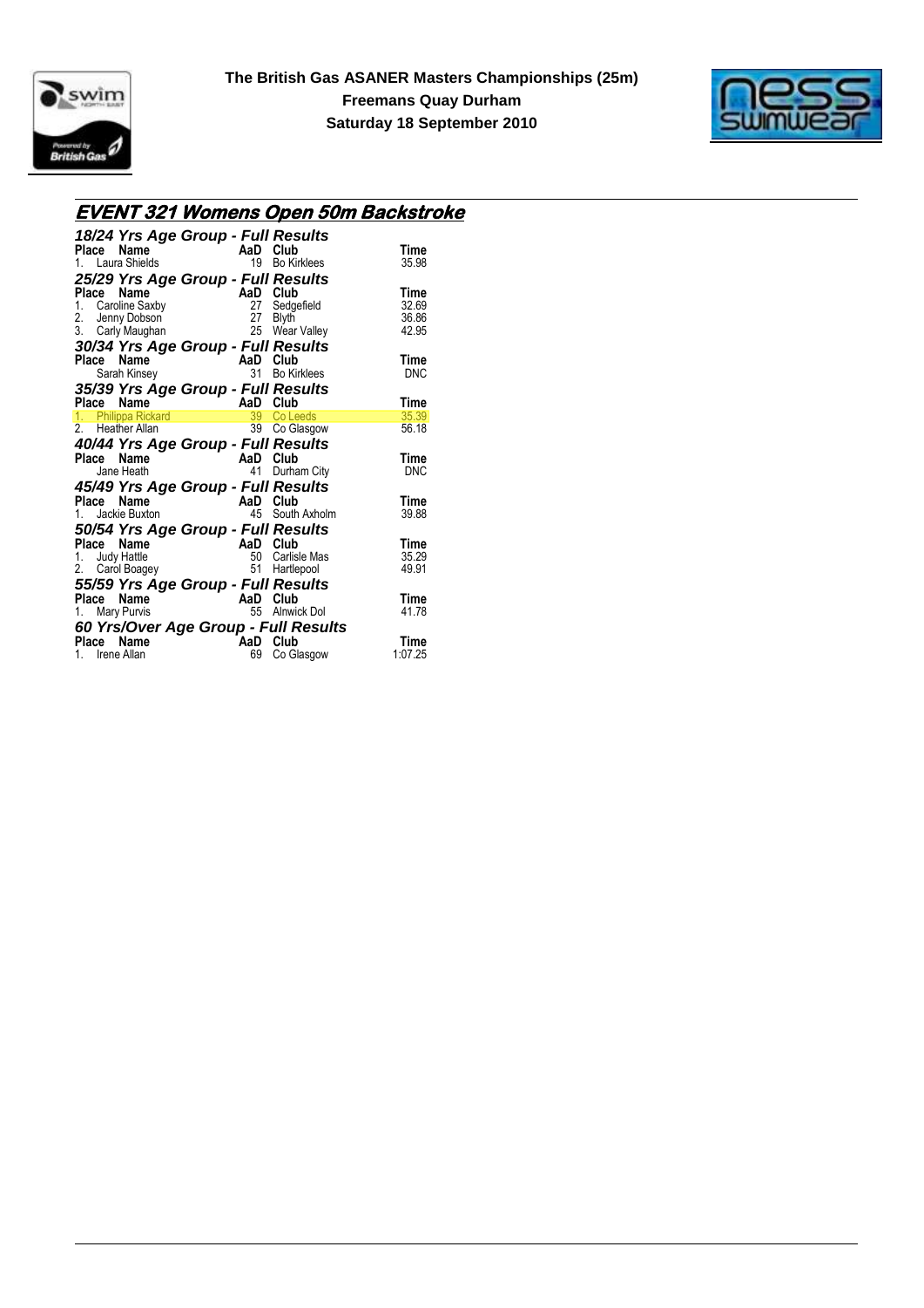**The British Gas ASANER Masters Championships (25m)**
**Freemans Quay Durham**
**Saturday 18 September 2010**

## EVENT 321 Womens Open 50m Backstroke

### 18/24 Yrs Age Group - Full Results

| Place | Name | AaD | Club | Time |
|---|---|---|---|---|
| 1. | Laura Shields | 19 | Bo Kirklees | 35.98 |

### 25/29 Yrs Age Group - Full Results

| Place | Name | AaD | Club | Time |
|---|---|---|---|---|
| 1. | Caroline Saxby | 27 | Sedgefield | 32.69 |
| 2. | Jenny Dobson | 27 | Blyth | 36.86 |
| 3. | Carly Maughan | 25 | Wear Valley | 42.95 |

### 30/34 Yrs Age Group - Full Results

| Place | Name | AaD | Club | Time |
|---|---|---|---|---|
| | Sarah Kinsey | 31 | Bo Kirklees | DNC |

### 35/39 Yrs Age Group - Full Results

| Place | Name | AaD | Club | Time |
|---|---|---|---|---|
| 1. | Philippa Rickard | 39 | Co Leeds | 35.39 |
| 2. | Heather Allan | 39 | Co Glasgow | 56.18 |

### 40/44 Yrs Age Group - Full Results

| Place | Name | AaD | Club | Time |
|---|---|---|---|---|
| | Jane Heath | 41 | Durham City | DNC |

### 45/49 Yrs Age Group - Full Results

| Place | Name | AaD | Club | Time |
|---|---|---|---|---|
| 1. | Jackie Buxton | 45 | South Axholm | 39.88 |

### 50/54 Yrs Age Group - Full Results

| Place | Name | AaD | Club | Time |
|---|---|---|---|---|
| 1. | Judy Hattle | 50 | Carlisle Mas | 35.29 |
| 2. | Carol Boagey | 51 | Hartlepool | 49.91 |

### 55/59 Yrs Age Group - Full Results

| Place | Name | AaD | Club | Time |
|---|---|---|---|---|
| 1. | Mary Purvis | 55 | Alnwick Dol | 41.78 |

### 60 Yrs/Over Age Group - Full Results

| Place | Name | AaD | Club | Time |
|---|---|---|---|---|
| 1. | Irene Allan | 69 | Co Glasgow | 1:07.25 |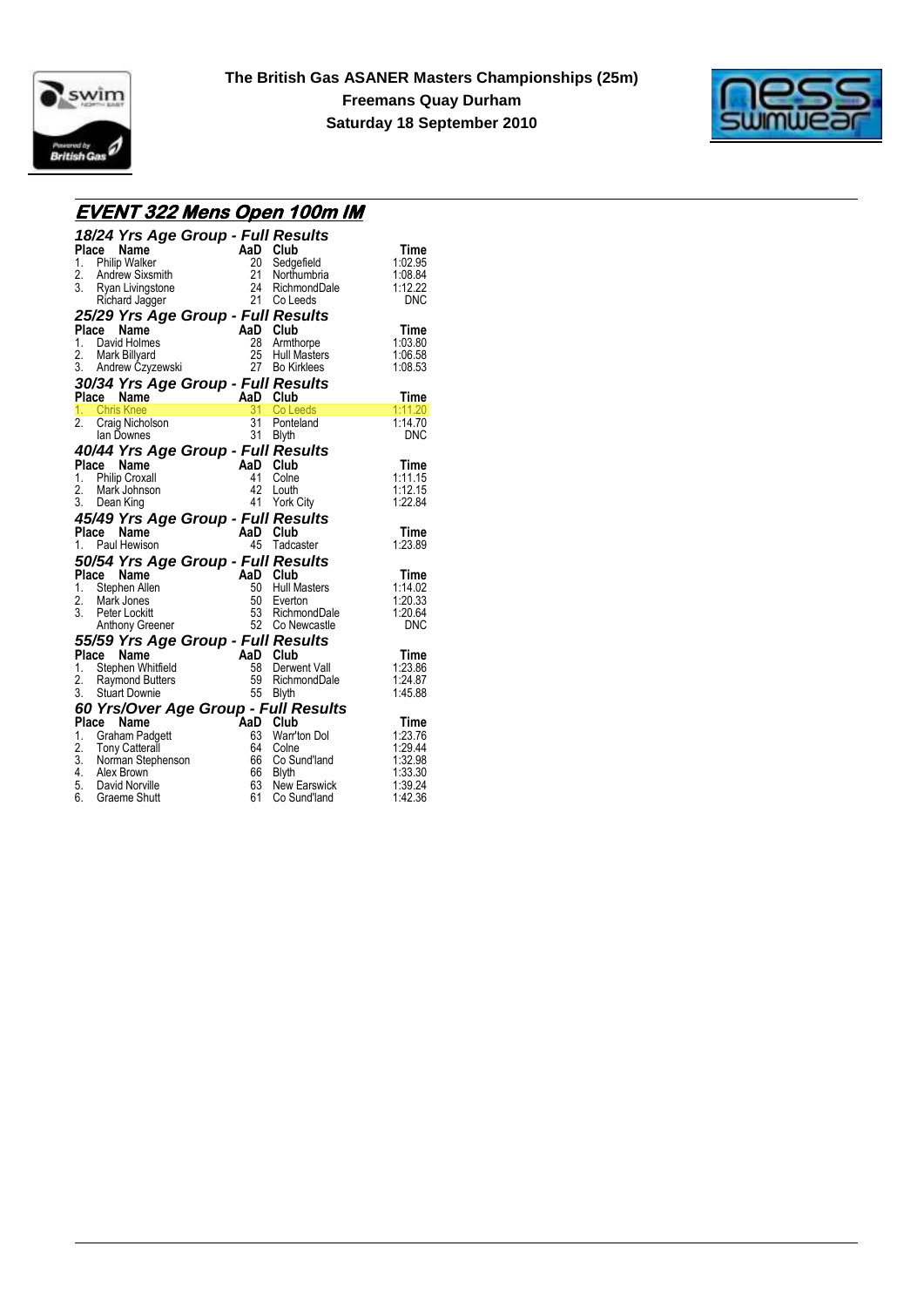**The British Gas ASANER Masters Championships (25m)**
**Freemans Quay Durham**
**Saturday 18 September 2010**

## EVENT 322 Mens Open 100m IM

### 18/24 Yrs Age Group - Full Results

| Place | Name | AaD | Club | Time |
|---|---|---|---|---|
| 1. | Philip Walker | 20 | Sedgefield | 1:02.95 |
| 2. | Andrew Sixsmith | 21 | Northumbria | 1:08.84 |
| 3. | Ryan Livingstone | 24 | RichmondDale | 1:12.22 |
| | Richard Jagger | 21 | Co Leeds | DNC |

### 25/29 Yrs Age Group - Full Results

| Place | Name | AaD | Club | Time |
|---|---|---|---|---|
| 1. | David Holmes | 28 | Armthorpe | 1:03.80 |
| 2. | Mark Billyard | 25 | Hull Masters | 1:06.58 |
| 3. | Andrew Czyzewski | 27 | Bo Kirklees | 1:08.53 |

### 30/34 Yrs Age Group - Full Results

| Place | Name | AaD | Club | Time |
|---|---|---|---|---|
| 1. | Chris Knee | 31 | Co Leeds | 1:11.20 |
| 2. | Craig Nicholson | 31 | Ponteland | 1:14.70 |
| | Ian Downes | 31 | Blyth | DNC |

### 40/44 Yrs Age Group - Full Results

| Place | Name | AaD | Club | Time |
|---|---|---|---|---|
| 1. | Philip Croxall | 41 | Colne | 1:11.15 |
| 2. | Mark Johnson | 42 | Louth | 1:12.15 |
| 3. | Dean King | 41 | York City | 1:22.84 |

### 45/49 Yrs Age Group - Full Results

| Place | Name | AaD | Club | Time |
|---|---|---|---|---|
| 1. | Paul Hewison | 45 | Tadcaster | 1:23.89 |

### 50/54 Yrs Age Group - Full Results

| Place | Name | AaD | Club | Time |
|---|---|---|---|---|
| 1. | Stephen Allen | 50 | Hull Masters | 1:14.02 |
| 2. | Mark Jones | 50 | Everton | 1:20.33 |
| 3. | Peter Lockitt | 53 | RichmondDale | 1:20.64 |
| | Anthony Greener | 52 | Co Newcastle | DNC |

### 55/59 Yrs Age Group - Full Results

| Place | Name | AaD | Club | Time |
|---|---|---|---|---|
| 1. | Stephen Whitfield | 58 | Derwent Vall | 1:23.86 |
| 2. | Raymond Butters | 59 | RichmondDale | 1:24.87 |
| 3. | Stuart Downie | 55 | Blyth | 1:45.88 |

### 60 Yrs/Over Age Group - Full Results

| Place | Name | AaD | Club | Time |
|---|---|---|---|---|
| 1. | Graham Padgett | 63 | Warr'ton Dol | 1:23.76 |
| 2. | Tony Catterall | 64 | Colne | 1:29.44 |
| 3. | Norman Stephenson | 66 | Co Sund'land | 1:32.98 |
| 4. | Alex Brown | 66 | Blyth | 1:33.30 |
| 5. | David Norville | 63 | New Earswick | 1:39.24 |
| 6. | Graeme Shutt | 61 | Co Sund'land | 1:42.36 |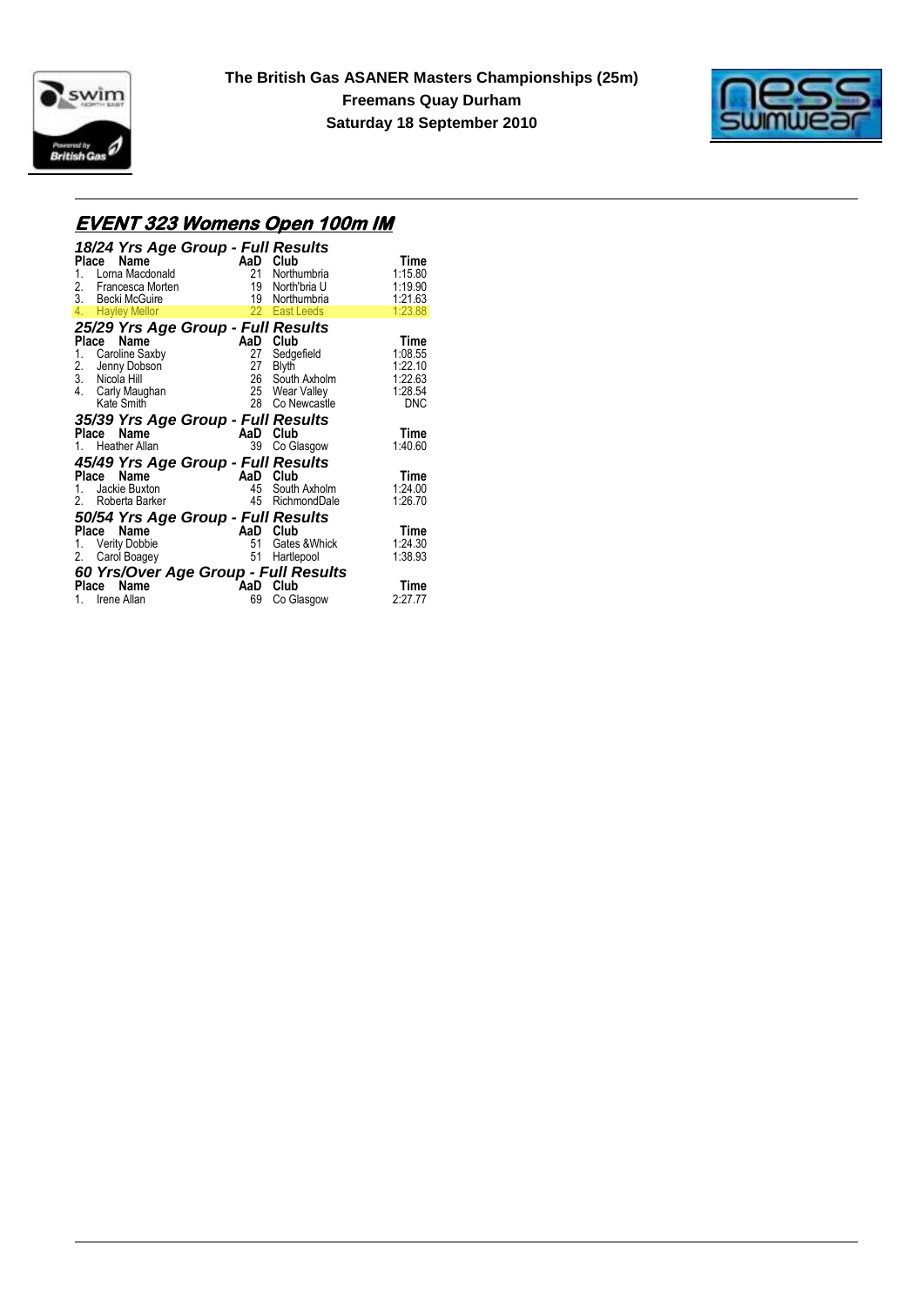**The British Gas ASANER Masters Championships (25m)**
**Freemans Quay Durham**
**Saturday 18 September 2010**

## EVENT 323 Womens Open 100m IM

### 18/24 Yrs Age Group - Full Results

| Place | Name | AaD | Club | Time |
|---|---|---|---|---|
| 1. | Lorna Macdonald | 21 | Northumbria | 1:15.80 |
| 2. | Francesca Morten | 19 | North'bria U | 1:19.90 |
| 3. | Becki McGuire | 19 | Northumbria | 1:21.63 |
| 4. | Hayley Mellor | 22 | East Leeds | 1:23.88 |

### 25/29 Yrs Age Group - Full Results

| Place | Name | AaD | Club | Time |
|---|---|---|---|---|
| 1. | Caroline Saxby | 27 | Sedgefield | 1:08.55 |
| 2. | Jenny Dobson | 27 | Blyth | 1:22.10 |
| 3. | Nicola Hill | 26 | South Axholm | 1:22.63 |
| 4. | Carly Maughan | 25 | Wear Valley | 1:28.54 |
| | Kate Smith | 28 | Co Newcastle | DNC |

### 35/39 Yrs Age Group - Full Results

| Place | Name | AaD | Club | Time |
|---|---|---|---|---|
| 1. | Heather Allan | 39 | Co Glasgow | 1:40.60 |

### 45/49 Yrs Age Group - Full Results

| Place | Name | AaD | Club | Time |
|---|---|---|---|---|
| 1. | Jackie Buxton | 45 | South Axholm | 1:24.00 |
| 2. | Roberta Barker | 45 | RichmondDale | 1:26.70 |

### 50/54 Yrs Age Group - Full Results

| Place | Name | AaD | Club | Time |
|---|---|---|---|---|
| 1. | Verity Dobbie | 51 | Gates &Whick | 1:24.30 |
| 2. | Carol Boagey | 51 | Hartlepool | 1:38.93 |

### 60 Yrs/Over Age Group - Full Results

| Place | Name | AaD | Club | Time |
|---|---|---|---|---|
| 1. | Irene Allan | 69 | Co Glasgow | 2:27.77 |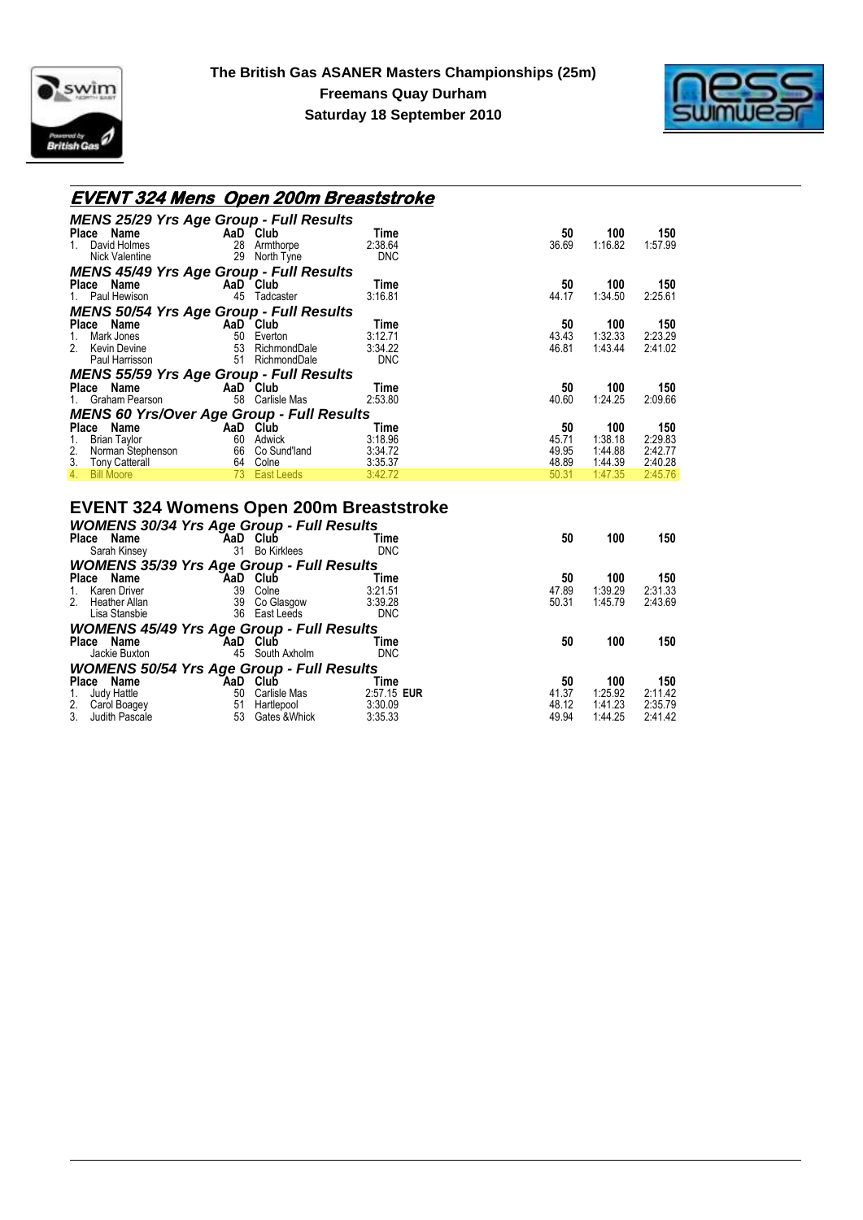**The British Gas ASANER Masters Championships (25m)**
**Freemans Quay Durham**
**Saturday 18 September 2010**

## EVENT 324 Mens Open 200m Breaststroke

### MENS 25/29 Yrs Age Group - Full Results

| Place | Name | AaD | Club | Time | 50 | 100 | 150 |
|---|---|---|---|---|---|---|---|
| 1. | David Holmes | 28 | Armthorpe | 2:38.64 | 36.69 | 1:16.82 | 1:57.99 |
| | Nick Valentine | 29 | North Tyne | DNC | | | |

### MENS 45/49 Yrs Age Group - Full Results

| Place | Name | AaD | Club | Time | 50 | 100 | 150 |
|---|---|---|---|---|---|---|---|
| 1. | Paul Hewison | 45 | Tadcaster | 3:16.81 | 44.17 | 1:34.50 | 2:25.61 |

### MENS 50/54 Yrs Age Group - Full Results

| Place | Name | AaD | Club | Time | 50 | 100 | 150 |
|---|---|---|---|---|---|---|---|
| 1. | Mark Jones | 50 | Everton | 3:12.71 | 43.43 | 1:32.33 | 2:23.29 |
| 2. | Kevin Devine | 53 | RichmondDale | 3:34.22 | 46.81 | 1:43.44 | 2:41.02 |
| | Paul Harrisson | 51 | RichmondDale | DNC | | | |

### MENS 55/59 Yrs Age Group - Full Results

| Place | Name | AaD | Club | Time | 50 | 100 | 150 |
|---|---|---|---|---|---|---|---|
| 1. | Graham Pearson | 58 | Carlisle Mas | 2:53.80 | 40.60 | 1:24.25 | 2:09.66 |

### MENS 60 Yrs/Over Age Group - Full Results

| Place | Name | AaD | Club | Time | 50 | 100 | 150 |
|---|---|---|---|---|---|---|---|
| 1. | Brian Taylor | 60 | Adwick | 3:18.96 | 45.71 | 1:38.18 | 2:29.83 |
| 2. | Norman Stephenson | 66 | Co Sund'land | 3:34.72 | 49.95 | 1:44.88 | 2:42.77 |
| 3. | Tony Catterall | 64 | Colne | 3:35.37 | 48.89 | 1:44.39 | 2:40.28 |
| 4. | Bill Moore | 73 | East Leeds | 3:42.72 | 50.31 | 1:47.35 | 2:45.76 |

## EVENT 324 Womens Open 200m Breaststroke

### WOMENS 30/34 Yrs Age Group - Full Results

| Place | Name | AaD | Club | Time | 50 | 100 | 150 |
|---|---|---|---|---|---|---|---|
| | Sarah Kinsey | 31 | Bo Kirklees | DNC | | | |

### WOMENS 35/39 Yrs Age Group - Full Results

| Place | Name | AaD | Club | Time | 50 | 100 | 150 |
|---|---|---|---|---|---|---|---|
| 1. | Karen Driver | 39 | Colne | 3:21.51 | 47.89 | 1:39.29 | 2:31.33 |
| 2. | Heather Allan | 39 | Co Glasgow | 3:39.28 | 50.31 | 1:45.79 | 2:43.69 |
| | Lisa Stansbie | 36 | East Leeds | DNC | | | |

### WOMENS 45/49 Yrs Age Group - Full Results

| Place | Name | AaD | Club | Time | 50 | 100 | 150 |
|---|---|---|---|---|---|---|---|
| | Jackie Buxton | 45 | South Axholm | DNC | | | |

### WOMENS 50/54 Yrs Age Group - Full Results

| Place | Name | AaD | Club | Time | 50 | 100 | 150 |
|---|---|---|---|---|---|---|---|
| 1. | Judy Hattle | 50 | Carlisle Mas | 2:57.15 **EUR** | 41.37 | 1:25.92 | 2:11.42 |
| 2. | Carol Boagey | 51 | Hartlepool | 3:30.09 | 48.12 | 1:41.23 | 2:35.79 |
| 3. | Judith Pascale | 53 | Gates &Whick | 3:35.33 | 49.94 | 1:44.25 | 2:41.42 |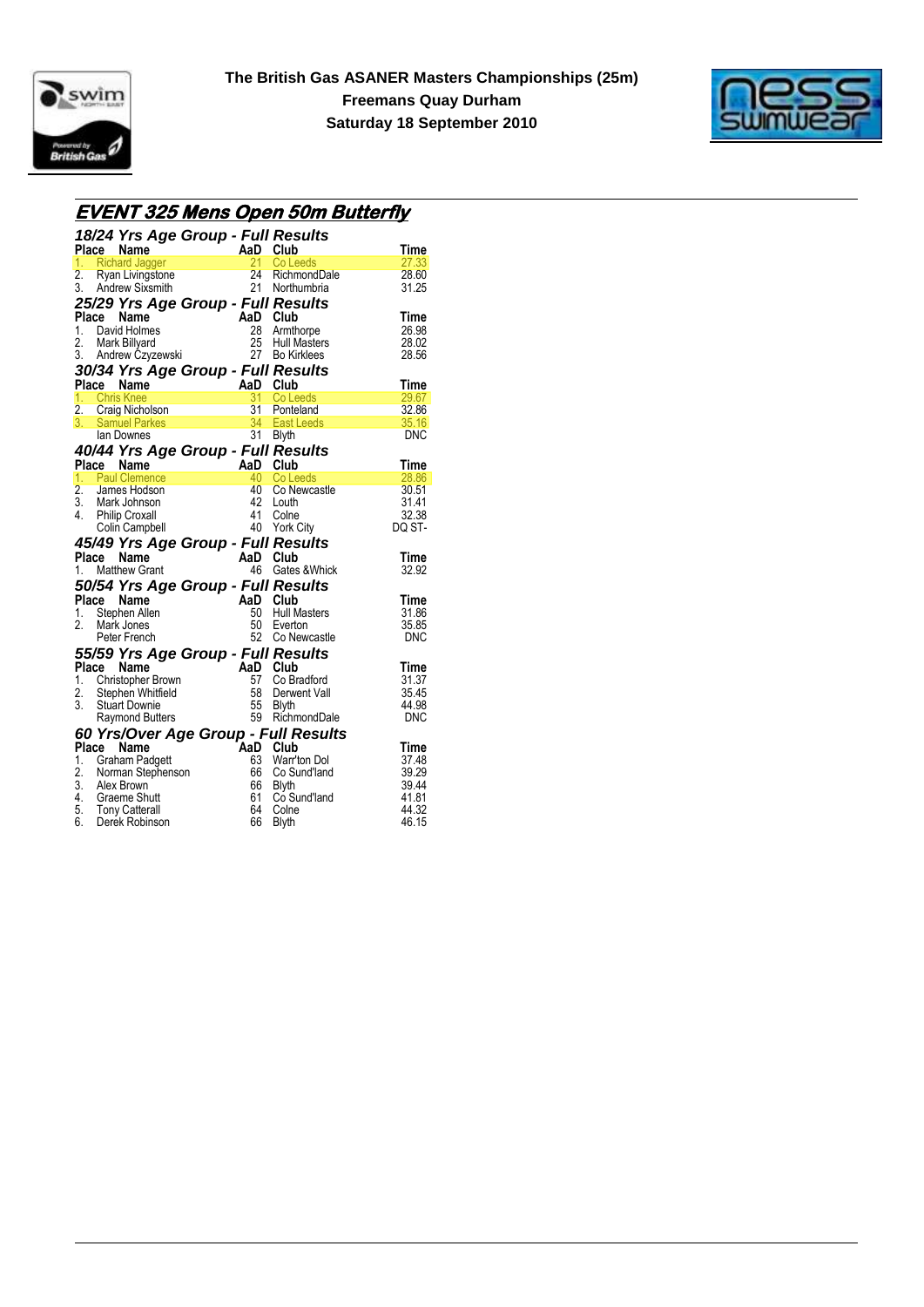**The British Gas ASANER Masters Championships (25m)**
**Freemans Quay Durham**
**Saturday 18 September 2010**

## EVENT 325 Mens Open 50m Butterfly

### 18/24 Yrs Age Group - Full Results

| Place | Name | AaD | Club | Time |
|---|---|---|---|---|
| 1. | Richard Jagger | 21 | Co Leeds | 27.33 |
| 2. | Ryan Livingstone | 24 | RichmondDale | 28.60 |
| 3. | Andrew Sixsmith | 21 | Northumbria | 31.25 |

### 25/29 Yrs Age Group - Full Results

| Place | Name | AaD | Club | Time |
|---|---|---|---|---|
| 1. | David Holmes | 28 | Armthorpe | 26.98 |
| 2. | Mark Billyard | 25 | Hull Masters | 28.02 |
| 3. | Andrew Czyzewski | 27 | Bo Kirklees | 28.56 |

### 30/34 Yrs Age Group - Full Results

| Place | Name | AaD | Club | Time |
|---|---|---|---|---|
| 1. | Chris Knee | 31 | Co Leeds | 29.67 |
| 2. | Craig Nicholson | 31 | Ponteland | 32.86 |
| 3. | Samuel Parkes | 34 | East Leeds | 35.16 |
| | Ian Downes | 31 | Blyth | DNC |

### 40/44 Yrs Age Group - Full Results

| Place | Name | AaD | Club | Time |
|---|---|---|---|---|
| 1. | Paul Clemence | 40 | Co Leeds | 28.86 |
| 2. | James Hodson | 40 | Co Newcastle | 30.51 |
| 3. | Mark Johnson | 42 | Louth | 31.41 |
| 4. | Philip Croxall | 41 | Colne | 32.38 |
| | Colin Campbell | 40 | York City | DQ ST- |

### 45/49 Yrs Age Group - Full Results

| Place | Name | AaD | Club | Time |
|---|---|---|---|---|
| 1. | Matthew Grant | 46 | Gates &Whick | 32.92 |

### 50/54 Yrs Age Group - Full Results

| Place | Name | AaD | Club | Time |
|---|---|---|---|---|
| 1. | Stephen Allen | 50 | Hull Masters | 31.86 |
| 2. | Mark Jones | 50 | Everton | 35.85 |
| | Peter French | 52 | Co Newcastle | DNC |

### 55/59 Yrs Age Group - Full Results

| Place | Name | AaD | Club | Time |
|---|---|---|---|---|
| 1. | Christopher Brown | 57 | Co Bradford | 31.37 |
| 2. | Stephen Whitfield | 58 | Derwent Vall | 35.45 |
| 3. | Stuart Downie | 55 | Blyth | 44.98 |
| | Raymond Butters | 59 | RichmondDale | DNC |

### 60 Yrs/Over Age Group - Full Results

| Place | Name | AaD | Club | Time |
|---|---|---|---|---|
| 1. | Graham Padgett | 63 | Warr'ton Dol | 37.48 |
| 2. | Norman Stephenson | 66 | Co Sund'land | 39.29 |
| 3. | Alex Brown | 66 | Blyth | 39.44 |
| 4. | Graeme Shutt | 61 | Co Sund'land | 41.81 |
| 5. | Tony Catterall | 64 | Colne | 44.32 |
| 6. | Derek Robinson | 66 | Blyth | 46.15 |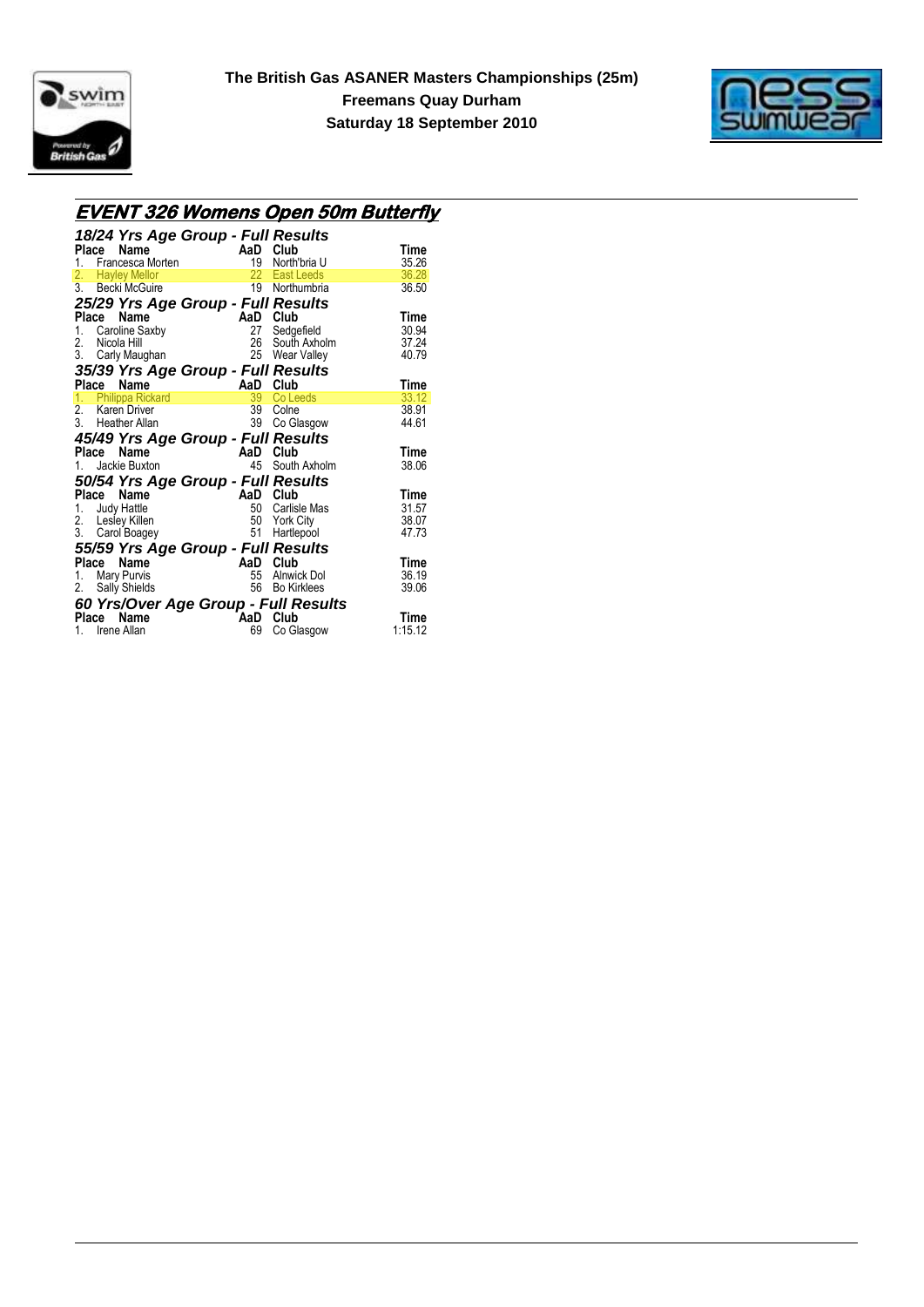**The British Gas ASANER Masters Championships (25m)**
**Freemans Quay Durham**
**Saturday 18 September 2010**

## EVENT 326 Womens Open 50m Butterfly

### 18/24 Yrs Age Group - Full Results

| Place | Name | AaD | Club | Time |
|---|---|---|---|---|
| 1. | Francesca Morten | 19 | North'bria U | 35.26 |
| 2. | Hayley Mellor | 22 | East Leeds | 36.28 |
| 3. | Becki McGuire | 19 | Northumbria | 36.50 |

### 25/29 Yrs Age Group - Full Results

| Place | Name | AaD | Club | Time |
|---|---|---|---|---|
| 1. | Caroline Saxby | 27 | Sedgefield | 30.94 |
| 2. | Nicola Hill | 26 | South Axholm | 37.24 |
| 3. | Carly Maughan | 25 | Wear Valley | 40.79 |

### 35/39 Yrs Age Group - Full Results

| Place | Name | AaD | Club | Time |
|---|---|---|---|---|
| 1. | Philippa Rickard | 39 | Co Leeds | 33.12 |
| 2. | Karen Driver | 39 | Colne | 38.91 |
| 3. | Heather Allan | 39 | Co Glasgow | 44.61 |

### 45/49 Yrs Age Group - Full Results

| Place | Name | AaD | Club | Time |
|---|---|---|---|---|
| 1. | Jackie Buxton | 45 | South Axholm | 38.06 |

### 50/54 Yrs Age Group - Full Results

| Place | Name | AaD | Club | Time |
|---|---|---|---|---|
| 1. | Judy Hattle | 50 | Carlisle Mas | 31.57 |
| 2. | Lesley Killen | 50 | York City | 38.07 |
| 3. | Carol Boagey | 51 | Hartlepool | 47.73 |

### 55/59 Yrs Age Group - Full Results

| Place | Name | AaD | Club | Time |
|---|---|---|---|---|
| 1. | Mary Purvis | 55 | Alnwick Dol | 36.19 |
| 2. | Sally Shields | 56 | Bo Kirklees | 39.06 |

### 60 Yrs/Over Age Group - Full Results

| Place | Name | AaD | Club | Time |
|---|---|---|---|---|
| 1. | Irene Allan | 69 | Co Glasgow | 1:15.12 |